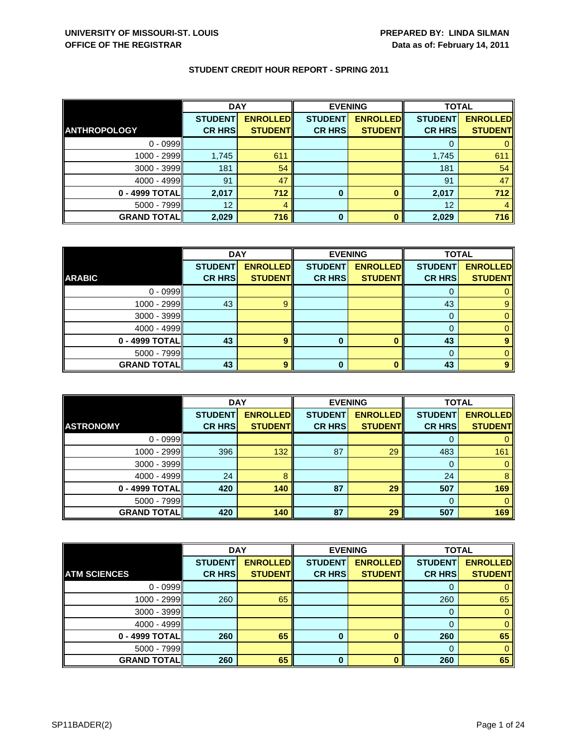**UNIVERSITY OF MISSOURI-ST. LOUIS**
**OFFICE OF THE REGISTRAR**

**PREPARED BY: LINDA SILMAN**
**Data as of: February 14, 2011**

## STUDENT CREDIT HOUR REPORT - SPRING 2011

| | DAY | | EVENING | | TOTAL | |
|---|---|---|---|---|---|---|
| **ANTHROPOLOGY** | **STUDENT CR HRS** | **ENROLLED STUDENT** | **STUDENT CR HRS** | **ENROLLED STUDENT** | **STUDENT CR HRS** | **ENROLLED STUDENT** |
| 0 - 0999 | | | | | 0 | 0 |
| 1000 - 2999 | 1,745 | 611 | | | 1,745 | 611 |
| 3000 - 3999 | 181 | 54 | | | 181 | 54 |
| 4000 - 4999 | 91 | 47 | | | 91 | 47 |
| **0 - 4999 TOTAL** | **2,017** | **712** | **0** | **0** | **2,017** | **712** |
| 5000 - 7999 | 12 | 4 | | | 12 | 4 |
| **GRAND TOTAL** | **2,029** | **716** | **0** | **0** | **2,029** | **716** |

| | DAY | | EVENING | | TOTAL | |
|---|---|---|---|---|---|---|
| **ARABIC** | **STUDENT CR HRS** | **ENROLLED STUDENT** | **STUDENT CR HRS** | **ENROLLED STUDENT** | **STUDENT CR HRS** | **ENROLLED STUDENT** |
| 0 - 0999 | | | | | 0 | 0 |
| 1000 - 2999 | 43 | 9 | | | 43 | 9 |
| 3000 - 3999 | | | | | 0 | 0 |
| 4000 - 4999 | | | | | 0 | 0 |
| **0 - 4999 TOTAL** | **43** | **9** | **0** | **0** | **43** | **9** |
| 5000 - 7999 | | | | | 0 | 0 |
| **GRAND TOTAL** | **43** | **9** | **0** | **0** | **43** | **9** |

| | DAY | | EVENING | | TOTAL | |
|---|---|---|---|---|---|---|
| **ASTRONOMY** | **STUDENT CR HRS** | **ENROLLED STUDENT** | **STUDENT CR HRS** | **ENROLLED STUDENT** | **STUDENT CR HRS** | **ENROLLED STUDENT** |
| 0 - 0999 | | | | | 0 | 0 |
| 1000 - 2999 | 396 | 132 | 87 | 29 | 483 | 161 |
| 3000 - 3999 | | | | | 0 | 0 |
| 4000 - 4999 | 24 | 8 | | | 24 | 8 |
| **0 - 4999 TOTAL** | **420** | **140** | **87** | **29** | **507** | **169** |
| 5000 - 7999 | | | | | 0 | 0 |
| **GRAND TOTAL** | **420** | **140** | **87** | **29** | **507** | **169** |

| | DAY | | EVENING | | TOTAL | |
|---|---|---|---|---|---|---|
| **ATM SCIENCES** | **STUDENT CR HRS** | **ENROLLED STUDENT** | **STUDENT CR HRS** | **ENROLLED STUDENT** | **STUDENT CR HRS** | **ENROLLED STUDENT** |
| 0 - 0999 | | | | | 0 | 0 |
| 1000 - 2999 | 260 | 65 | | | 260 | 65 |
| 3000 - 3999 | | | | | 0 | 0 |
| 4000 - 4999 | | | | | 0 | 0 |
| **0 - 4999 TOTAL** | **260** | **65** | **0** | **0** | **260** | **65** |
| 5000 - 7999 | | | | | 0 | 0 |
| **GRAND TOTAL** | **260** | **65** | **0** | **0** | **260** | **65** |

SP11BADER(2)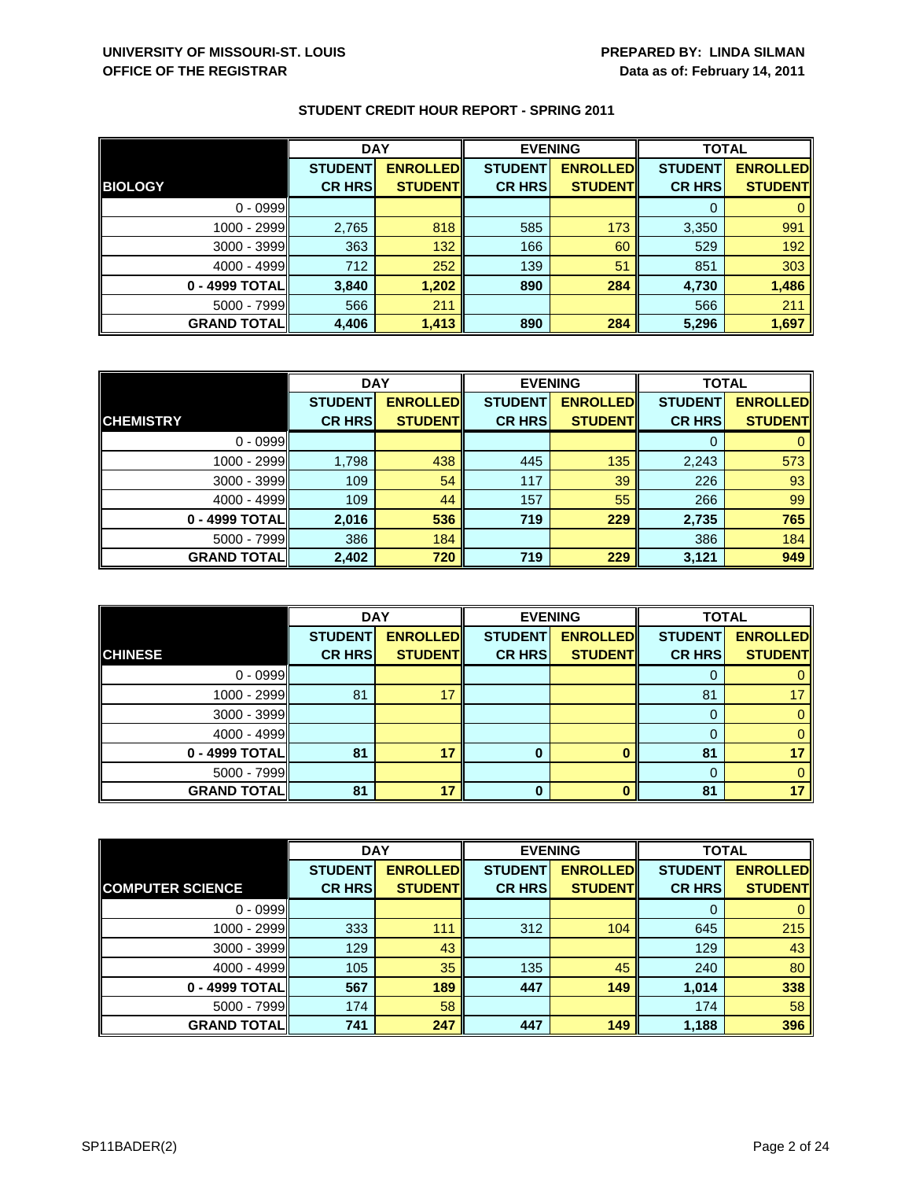**UNIVERSITY OF MISSOURI-ST. LOUIS**
**OFFICE OF THE REGISTRAR**

**PREPARED BY: LINDA SILMAN**
**Data as of: February 14, 2011**

## STUDENT CREDIT HOUR REPORT - SPRING 2011

| | DAY | | EVENING | | TOTAL | |
|---|---|---|---|---|---|---|
| **BIOLOGY** | **STUDENT CR HRS** | **ENROLLED STUDENT** | **STUDENT CR HRS** | **ENROLLED STUDENT** | **STUDENT CR HRS** | **ENROLLED STUDENT** |
| 0 - 0999 | | | | | 0 | 0 |
| 1000 - 2999 | 2,765 | 818 | 585 | 173 | 3,350 | 991 |
| 3000 - 3999 | 363 | 132 | 166 | 60 | 529 | 192 |
| 4000 - 4999 | 712 | 252 | 139 | 51 | 851 | 303 |
| **0 - 4999 TOTAL** | **3,840** | **1,202** | **890** | **284** | **4,730** | **1,486** |
| 5000 - 7999 | 566 | 211 | | | 566 | 211 |
| **GRAND TOTAL** | **4,406** | **1,413** | **890** | **284** | **5,296** | **1,697** |

| | DAY | | EVENING | | TOTAL | |
|---|---|---|---|---|---|---|
| **CHEMISTRY** | **STUDENT CR HRS** | **ENROLLED STUDENT** | **STUDENT CR HRS** | **ENROLLED STUDENT** | **STUDENT CR HRS** | **ENROLLED STUDENT** |
| 0 - 0999 | | | | | 0 | 0 |
| 1000 - 2999 | 1,798 | 438 | 445 | 135 | 2,243 | 573 |
| 3000 - 3999 | 109 | 54 | 117 | 39 | 226 | 93 |
| 4000 - 4999 | 109 | 44 | 157 | 55 | 266 | 99 |
| **0 - 4999 TOTAL** | **2,016** | **536** | **719** | **229** | **2,735** | **765** |
| 5000 - 7999 | 386 | 184 | | | 386 | 184 |
| **GRAND TOTAL** | **2,402** | **720** | **719** | **229** | **3,121** | **949** |

| | DAY | | EVENING | | TOTAL | |
|---|---|---|---|---|---|---|
| **CHINESE** | **STUDENT CR HRS** | **ENROLLED STUDENT** | **STUDENT CR HRS** | **ENROLLED STUDENT** | **STUDENT CR HRS** | **ENROLLED STUDENT** |
| 0 - 0999 | | | | | 0 | 0 |
| 1000 - 2999 | 81 | 17 | | | 81 | 17 |
| 3000 - 3999 | | | | | 0 | 0 |
| 4000 - 4999 | | | | | 0 | 0 |
| **0 - 4999 TOTAL** | **81** | **17** | **0** | **0** | **81** | **17** |
| 5000 - 7999 | | | | | 0 | 0 |
| **GRAND TOTAL** | **81** | **17** | **0** | **0** | **81** | **17** |

| | DAY | | EVENING | | TOTAL | |
|---|---|---|---|---|---|---|
| **COMPUTER SCIENCE** | **STUDENT CR HRS** | **ENROLLED STUDENT** | **STUDENT CR HRS** | **ENROLLED STUDENT** | **STUDENT CR HRS** | **ENROLLED STUDENT** |
| 0 - 0999 | | | | | 0 | 0 |
| 1000 - 2999 | 333 | 111 | 312 | 104 | 645 | 215 |
| 3000 - 3999 | 129 | 43 | | | 129 | 43 |
| 4000 - 4999 | 105 | 35 | 135 | 45 | 240 | 80 |
| **0 - 4999 TOTAL** | **567** | **189** | **447** | **149** | **1,014** | **338** |
| 5000 - 7999 | 174 | 58 | | | 174 | 58 |
| **GRAND TOTAL** | **741** | **247** | **447** | **149** | **1,188** | **396** |

SP11BADER(2)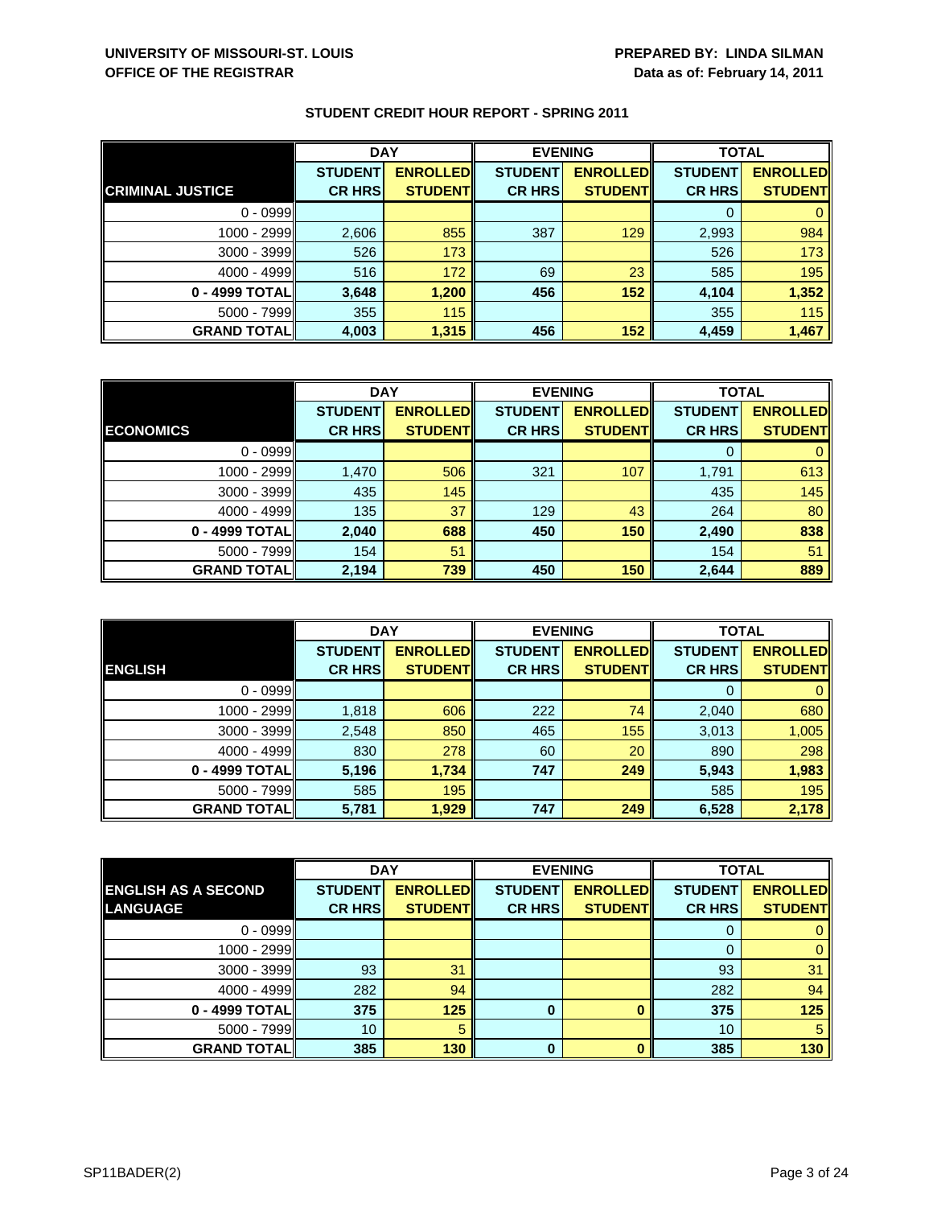UNIVERSITY OF MISSOURI-ST. LOUIS
OFFICE OF THE REGISTRAR

PREPARED BY: LINDA SILMAN
Data as of: February 14, 2011

## STUDENT CREDIT HOUR REPORT - SPRING 2011

| | DAY | | EVENING | | TOTAL | |
|---|---|---|---|---|---|---|
| **CRIMINAL JUSTICE** | STUDENT CR HRS | ENROLLED STUDENT | STUDENT CR HRS | ENROLLED STUDENT | STUDENT CR HRS | ENROLLED STUDENT |
| 0 - 0999 | | | | | 0 | 0 |
| 1000 - 2999 | 2,606 | 855 | 387 | 129 | 2,993 | 984 |
| 3000 - 3999 | 526 | 173 | | | 526 | 173 |
| 4000 - 4999 | 516 | 172 | 69 | 23 | 585 | 195 |
| **0 - 4999 TOTAL** | **3,648** | **1,200** | **456** | **152** | **4,104** | **1,352** |
| 5000 - 7999 | 355 | 115 | | | 355 | 115 |
| **GRAND TOTAL** | **4,003** | **1,315** | **456** | **152** | **4,459** | **1,467** |

| | DAY | | EVENING | | TOTAL | |
|---|---|---|---|---|---|---|
| **ECONOMICS** | STUDENT CR HRS | ENROLLED STUDENT | STUDENT CR HRS | ENROLLED STUDENT | STUDENT CR HRS | ENROLLED STUDENT |
| 0 - 0999 | | | | | 0 | 0 |
| 1000 - 2999 | 1,470 | 506 | 321 | 107 | 1,791 | 613 |
| 3000 - 3999 | 435 | 145 | | | 435 | 145 |
| 4000 - 4999 | 135 | 37 | 129 | 43 | 264 | 80 |
| **0 - 4999 TOTAL** | **2,040** | **688** | **450** | **150** | **2,490** | **838** |
| 5000 - 7999 | 154 | 51 | | | 154 | 51 |
| **GRAND TOTAL** | **2,194** | **739** | **450** | **150** | **2,644** | **889** |

| | DAY | | EVENING | | TOTAL | |
|---|---|---|---|---|---|---|
| **ENGLISH** | STUDENT CR HRS | ENROLLED STUDENT | STUDENT CR HRS | ENROLLED STUDENT | STUDENT CR HRS | ENROLLED STUDENT |
| 0 - 0999 | | | | | 0 | 0 |
| 1000 - 2999 | 1,818 | 606 | 222 | 74 | 2,040 | 680 |
| 3000 - 3999 | 2,548 | 850 | 465 | 155 | 3,013 | 1,005 |
| 4000 - 4999 | 830 | 278 | 60 | 20 | 890 | 298 |
| **0 - 4999 TOTAL** | **5,196** | **1,734** | **747** | **249** | **5,943** | **1,983** |
| 5000 - 7999 | 585 | 195 | | | 585 | 195 |
| **GRAND TOTAL** | **5,781** | **1,929** | **747** | **249** | **6,528** | **2,178** |

| | DAY | | EVENING | | TOTAL | |
|---|---|---|---|---|---|---|
| **ENGLISH AS A SECOND LANGUAGE** | STUDENT CR HRS | ENROLLED STUDENT | STUDENT CR HRS | ENROLLED STUDENT | STUDENT CR HRS | ENROLLED STUDENT |
| 0 - 0999 | | | | | 0 | 0 |
| 1000 - 2999 | | | | | 0 | 0 |
| 3000 - 3999 | 93 | 31 | | | 93 | 31 |
| 4000 - 4999 | 282 | 94 | | | 282 | 94 |
| **0 - 4999 TOTAL** | **375** | **125** | **0** | **0** | **375** | **125** |
| 5000 - 7999 | 10 | 5 | | | 10 | 5 |
| **GRAND TOTAL** | **385** | **130** | **0** | **0** | **385** | **130** |

SP11BADER(2)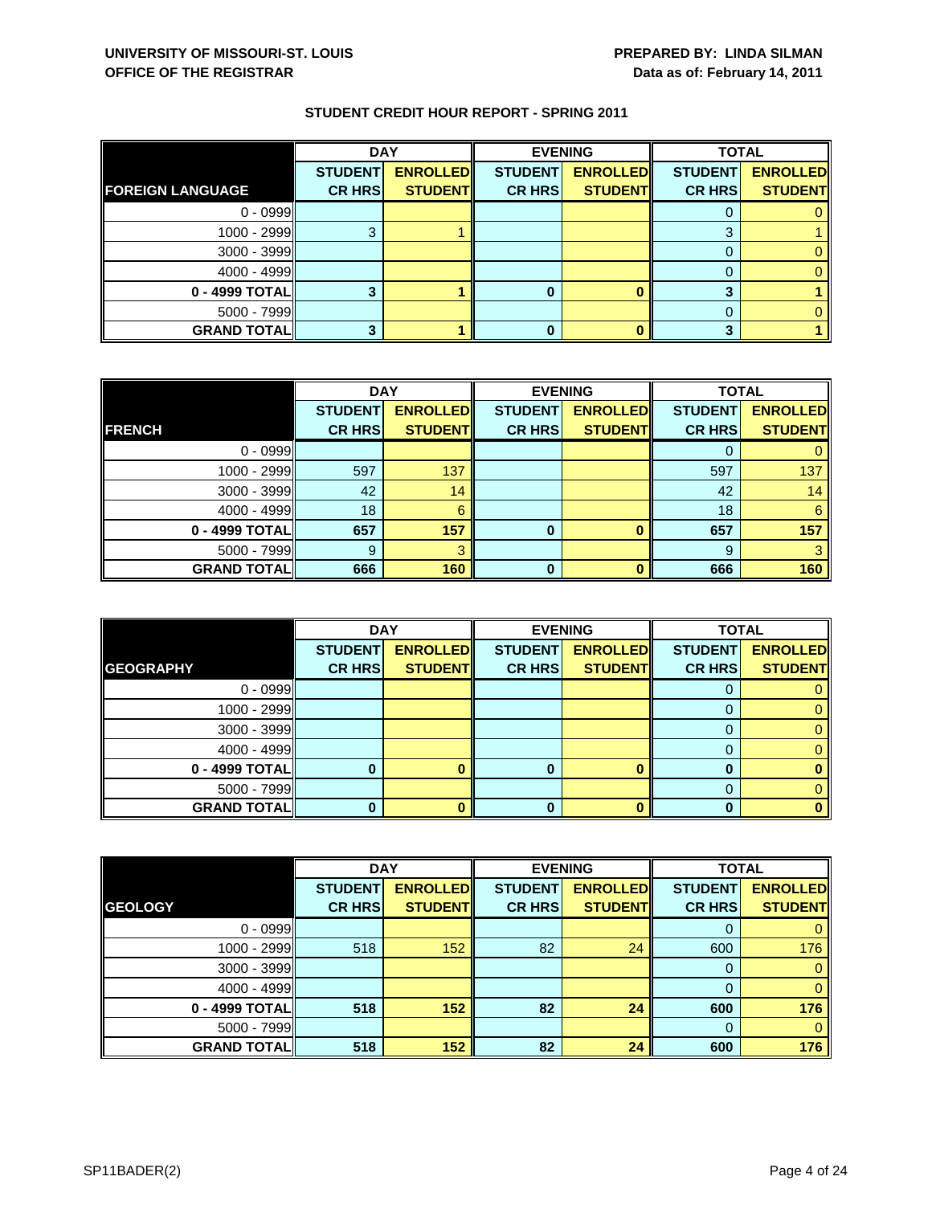**UNIVERSITY OF MISSOURI-ST. LOUIS**
**OFFICE OF THE REGISTRAR**

**PREPARED BY: LINDA SILMAN**
**Data as of: February 14, 2011**

**STUDENT CREDIT HOUR REPORT - SPRING 2011**

| | DAY | | EVENING | | TOTAL | |
|---|---|---|---|---|---|---|
| **FOREIGN LANGUAGE** | **STUDENT CR HRS** | **ENROLLED STUDENT** | **STUDENT CR HRS** | **ENROLLED STUDENT** | **STUDENT CR HRS** | **ENROLLED STUDENT** |
| 0 - 0999 | | | | | 0 | 0 |
| 1000 - 2999 | 3 | 1 | | | 3 | 1 |
| 3000 - 3999 | | | | | 0 | 0 |
| 4000 - 4999 | | | | | 0 | 0 |
| **0 - 4999 TOTAL** | **3** | **1** | **0** | **0** | **3** | **1** |
| 5000 - 7999 | | | | | 0 | 0 |
| **GRAND TOTAL** | **3** | **1** | **0** | **0** | **3** | **1** |

| | DAY | | EVENING | | TOTAL | |
|---|---|---|---|---|---|---|
| **FRENCH** | **STUDENT CR HRS** | **ENROLLED STUDENT** | **STUDENT CR HRS** | **ENROLLED STUDENT** | **STUDENT CR HRS** | **ENROLLED STUDENT** |
| 0 - 0999 | | | | | 0 | 0 |
| 1000 - 2999 | 597 | 137 | | | 597 | 137 |
| 3000 - 3999 | 42 | 14 | | | 42 | 14 |
| 4000 - 4999 | 18 | 6 | | | 18 | 6 |
| **0 - 4999 TOTAL** | **657** | **157** | **0** | **0** | **657** | **157** |
| 5000 - 7999 | 9 | 3 | | | 9 | 3 |
| **GRAND TOTAL** | **666** | **160** | **0** | **0** | **666** | **160** |

| | DAY | | EVENING | | TOTAL | |
|---|---|---|---|---|---|---|
| **GEOGRAPHY** | **STUDENT CR HRS** | **ENROLLED STUDENT** | **STUDENT CR HRS** | **ENROLLED STUDENT** | **STUDENT CR HRS** | **ENROLLED STUDENT** |
| 0 - 0999 | | | | | 0 | 0 |
| 1000 - 2999 | | | | | 0 | 0 |
| 3000 - 3999 | | | | | 0 | 0 |
| 4000 - 4999 | | | | | 0 | 0 |
| **0 - 4999 TOTAL** | **0** | **0** | **0** | **0** | **0** | **0** |
| 5000 - 7999 | | | | | 0 | 0 |
| **GRAND TOTAL** | **0** | **0** | **0** | **0** | **0** | **0** |

| | DAY | | EVENING | | TOTAL | |
|---|---|---|---|---|---|---|
| **GEOLOGY** | **STUDENT CR HRS** | **ENROLLED STUDENT** | **STUDENT CR HRS** | **ENROLLED STUDENT** | **STUDENT CR HRS** | **ENROLLED STUDENT** |
| 0 - 0999 | | | | | 0 | 0 |
| 1000 - 2999 | 518 | 152 | 82 | 24 | 600 | 176 |
| 3000 - 3999 | | | | | 0 | 0 |
| 4000 - 4999 | | | | | 0 | 0 |
| **0 - 4999 TOTAL** | **518** | **152** | **82** | **24** | **600** | **176** |
| 5000 - 7999 | | | | | 0 | 0 |
| **GRAND TOTAL** | **518** | **152** | **82** | **24** | **600** | **176** |

SP11BADER(2)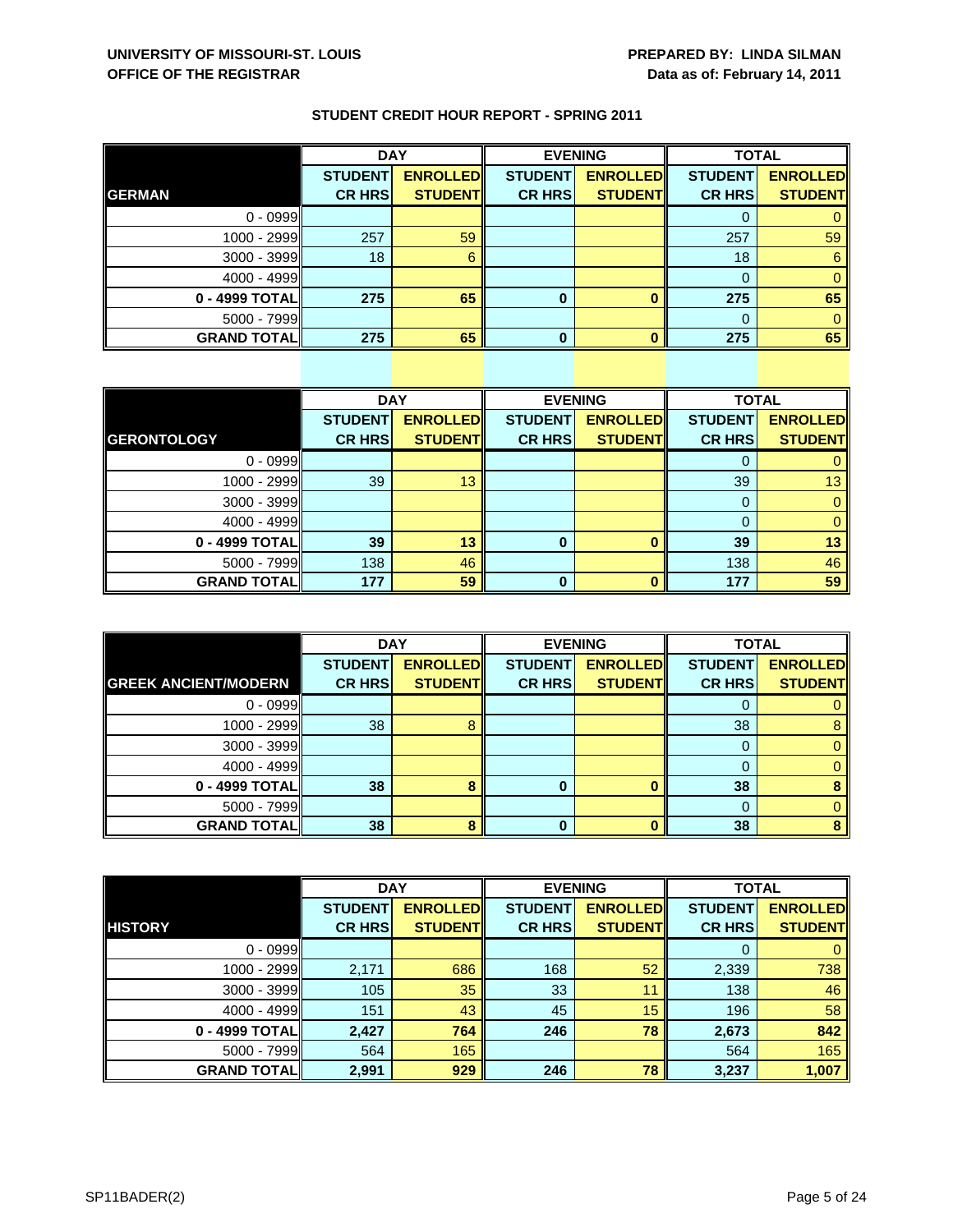UNIVERSITY OF MISSOURI-ST. LOUIS
OFFICE OF THE REGISTRAR

PREPARED BY: LINDA SILMAN
Data as of: February 14, 2011

# STUDENT CREDIT HOUR REPORT - SPRING 2011

| | DAY | | EVENING | | TOTAL | |
|---|---|---|---|---|---|---|
| **GERMAN** | **STUDENT CR HRS** | **ENROLLED STUDENT** | **STUDENT CR HRS** | **ENROLLED STUDENT** | **STUDENT CR HRS** | **ENROLLED STUDENT** |
| 0 - 0999 | | | | | 0 | 0 |
| 1000 - 2999 | 257 | 59 | | | 257 | 59 |
| 3000 - 3999 | 18 | 6 | | | 18 | 6 |
| 4000 - 4999 | | | | | 0 | 0 |
| **0 - 4999 TOTAL** | **275** | **65** | **0** | **0** | **275** | **65** |
| 5000 - 7999 | | | | | 0 | 0 |
| **GRAND TOTAL** | **275** | **65** | **0** | **0** | **275** | **65** |

| | DAY | | EVENING | | TOTAL | |
|---|---|---|---|---|---|---|
| **GERONTOLOGY** | **STUDENT CR HRS** | **ENROLLED STUDENT** | **STUDENT CR HRS** | **ENROLLED STUDENT** | **STUDENT CR HRS** | **ENROLLED STUDENT** |
| 0 - 0999 | | | | | 0 | 0 |
| 1000 - 2999 | 39 | 13 | | | 39 | 13 |
| 3000 - 3999 | | | | | 0 | 0 |
| 4000 - 4999 | | | | | 0 | 0 |
| **0 - 4999 TOTAL** | **39** | **13** | **0** | **0** | **39** | **13** |
| 5000 - 7999 | 138 | 46 | | | 138 | 46 |
| **GRAND TOTAL** | **177** | **59** | **0** | **0** | **177** | **59** |

| | DAY | | EVENING | | TOTAL | |
|---|---|---|---|---|---|---|
| **GREEK ANCIENT/MODERN** | **STUDENT CR HRS** | **ENROLLED STUDENT** | **STUDENT CR HRS** | **ENROLLED STUDENT** | **STUDENT CR HRS** | **ENROLLED STUDENT** |
| 0 - 0999 | | | | | 0 | 0 |
| 1000 - 2999 | 38 | 8 | | | 38 | 8 |
| 3000 - 3999 | | | | | 0 | 0 |
| 4000 - 4999 | | | | | 0 | 0 |
| **0 - 4999 TOTAL** | **38** | **8** | **0** | **0** | **38** | **8** |
| 5000 - 7999 | | | | | 0 | 0 |
| **GRAND TOTAL** | **38** | **8** | **0** | **0** | **38** | **8** |

| | DAY | | EVENING | | TOTAL | |
|---|---|---|---|---|---|---|
| **HISTORY** | **STUDENT CR HRS** | **ENROLLED STUDENT** | **STUDENT CR HRS** | **ENROLLED STUDENT** | **STUDENT CR HRS** | **ENROLLED STUDENT** |
| 0 - 0999 | | | | | 0 | 0 |
| 1000 - 2999 | 2,171 | 686 | 168 | 52 | 2,339 | 738 |
| 3000 - 3999 | 105 | 35 | 33 | 11 | 138 | 46 |
| 4000 - 4999 | 151 | 43 | 45 | 15 | 196 | 58 |
| **0 - 4999 TOTAL** | **2,427** | **764** | **246** | **78** | **2,673** | **842** |
| 5000 - 7999 | 564 | 165 | | | 564 | 165 |
| **GRAND TOTAL** | **2,991** | **929** | **246** | **78** | **3,237** | **1,007** |

SP11BADER(2)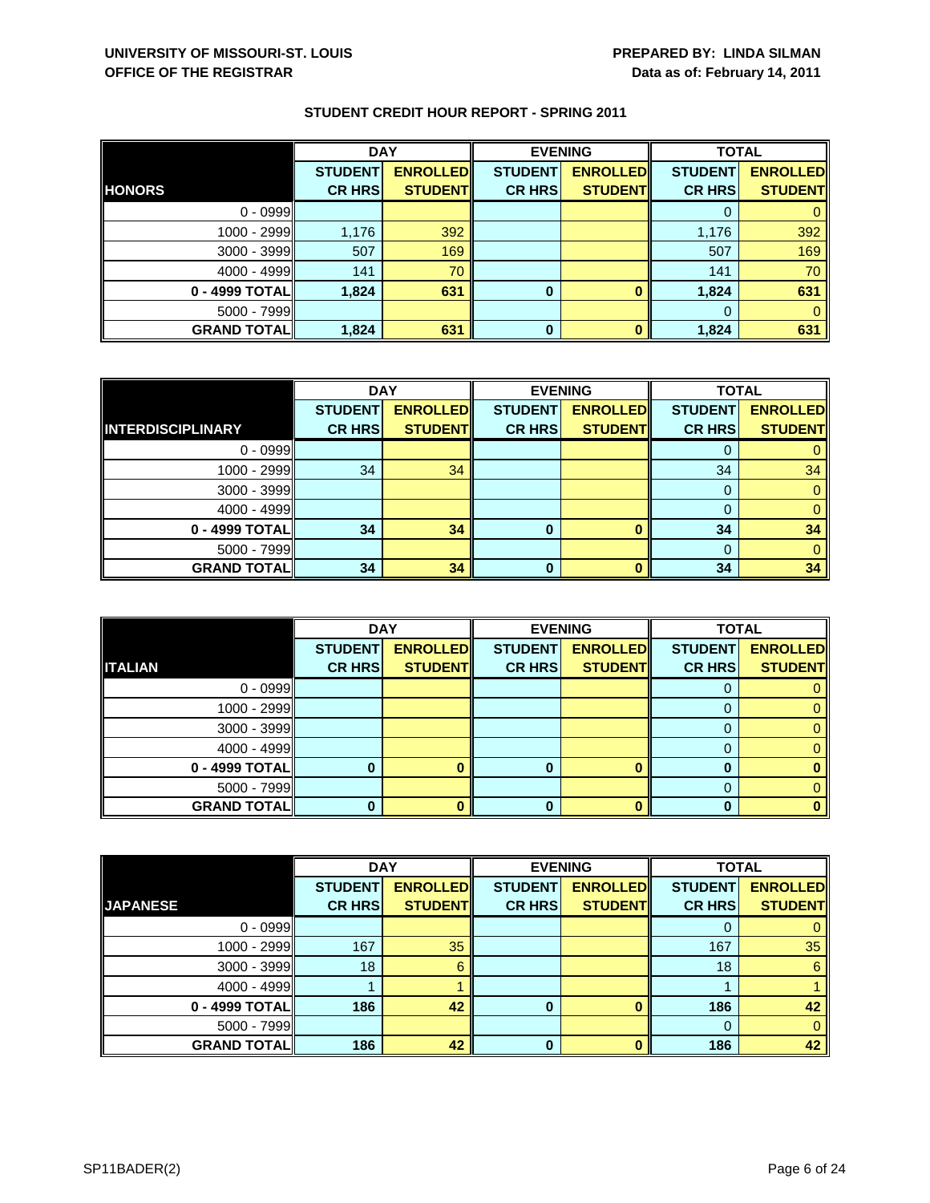**UNIVERSITY OF MISSOURI-ST. LOUIS**
**OFFICE OF THE REGISTRAR**

**PREPARED BY: LINDA SILMAN**
**Data as of: February 14, 2011**

## STUDENT CREDIT HOUR REPORT - SPRING 2011

| | DAY | | EVENING | | TOTAL | |
|---|---|---|---|---|---|---|
| **HONORS** | **STUDENT CR HRS** | **ENROLLED STUDENT** | **STUDENT CR HRS** | **ENROLLED STUDENT** | **STUDENT CR HRS** | **ENROLLED STUDENT** |
| 0 - 0999 | | | | | 0 | 0 |
| 1000 - 2999 | 1,176 | 392 | | | 1,176 | 392 |
| 3000 - 3999 | 507 | 169 | | | 507 | 169 |
| 4000 - 4999 | 141 | 70 | | | 141 | 70 |
| **0 - 4999 TOTAL** | **1,824** | **631** | **0** | **0** | **1,824** | **631** |
| 5000 - 7999 | | | | | 0 | 0 |
| **GRAND TOTAL** | **1,824** | **631** | **0** | **0** | **1,824** | **631** |

| | DAY | | EVENING | | TOTAL | |
|---|---|---|---|---|---|---|
| **INTERDISCIPLINARY** | **STUDENT CR HRS** | **ENROLLED STUDENT** | **STUDENT CR HRS** | **ENROLLED STUDENT** | **STUDENT CR HRS** | **ENROLLED STUDENT** |
| 0 - 0999 | | | | | 0 | 0 |
| 1000 - 2999 | 34 | 34 | | | 34 | 34 |
| 3000 - 3999 | | | | | 0 | 0 |
| 4000 - 4999 | | | | | 0 | 0 |
| **0 - 4999 TOTAL** | **34** | **34** | **0** | **0** | **34** | **34** |
| 5000 - 7999 | | | | | 0 | 0 |
| **GRAND TOTAL** | **34** | **34** | **0** | **0** | **34** | **34** |

| | DAY | | EVENING | | TOTAL | |
|---|---|---|---|---|---|---|
| **ITALIAN** | **STUDENT CR HRS** | **ENROLLED STUDENT** | **STUDENT CR HRS** | **ENROLLED STUDENT** | **STUDENT CR HRS** | **ENROLLED STUDENT** |
| 0 - 0999 | | | | | 0 | 0 |
| 1000 - 2999 | | | | | 0 | 0 |
| 3000 - 3999 | | | | | 0 | 0 |
| 4000 - 4999 | | | | | 0 | 0 |
| **0 - 4999 TOTAL** | **0** | **0** | **0** | **0** | **0** | **0** |
| 5000 - 7999 | | | | | 0 | 0 |
| **GRAND TOTAL** | **0** | **0** | **0** | **0** | **0** | **0** |

| | DAY | | EVENING | | TOTAL | |
|---|---|---|---|---|---|---|
| **JAPANESE** | **STUDENT CR HRS** | **ENROLLED STUDENT** | **STUDENT CR HRS** | **ENROLLED STUDENT** | **STUDENT CR HRS** | **ENROLLED STUDENT** |
| 0 - 0999 | | | | | 0 | 0 |
| 1000 - 2999 | 167 | 35 | | | 167 | 35 |
| 3000 - 3999 | 18 | 6 | | | 18 | 6 |
| 4000 - 4999 | 1 | 1 | | | 1 | 1 |
| **0 - 4999 TOTAL** | **186** | **42** | **0** | **0** | **186** | **42** |
| 5000 - 7999 | | | | | 0 | 0 |
| **GRAND TOTAL** | **186** | **42** | **0** | **0** | **186** | **42** |

SP11BADER(2)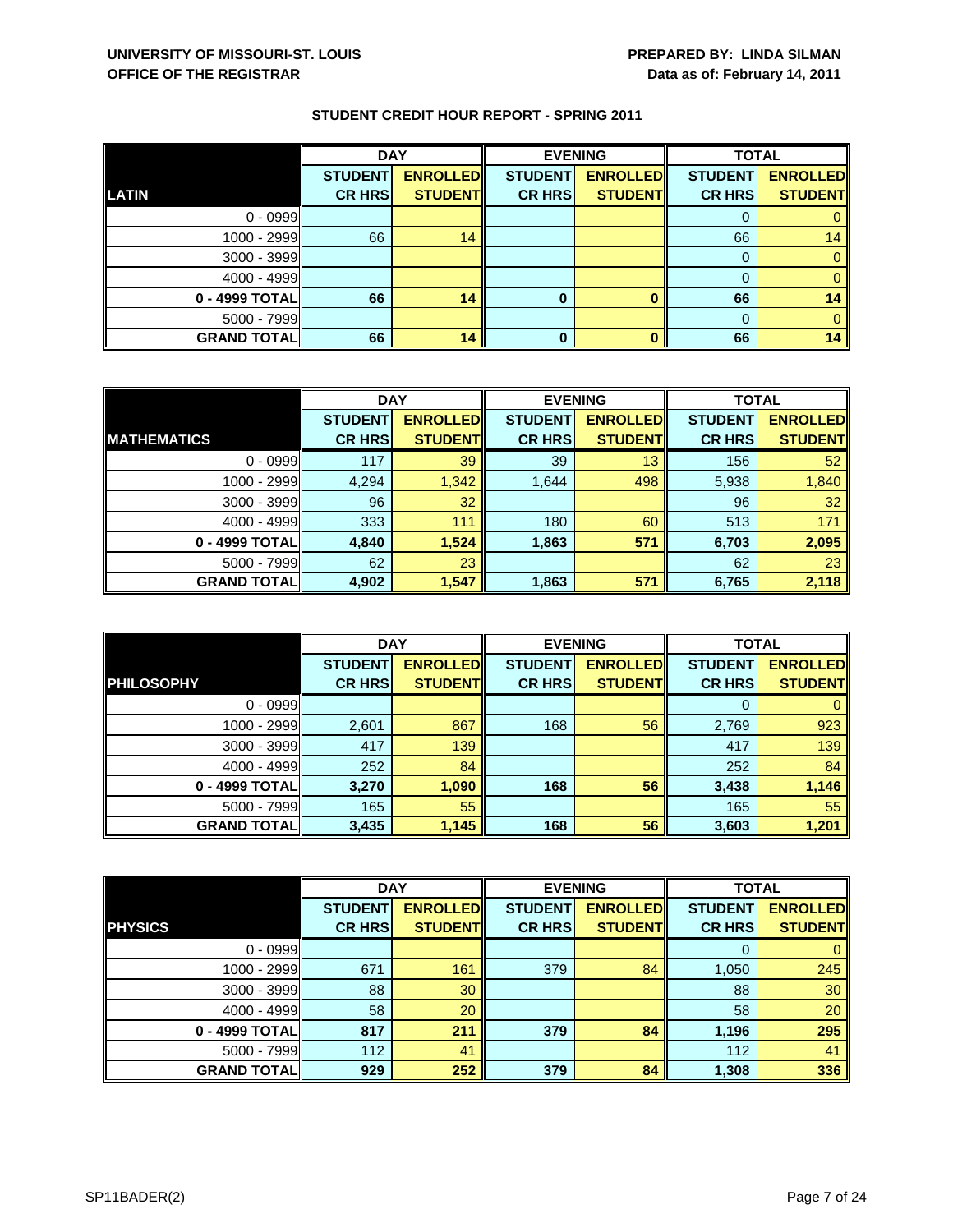**UNIVERSITY OF MISSOURI-ST. LOUIS**
**OFFICE OF THE REGISTRAR**

**PREPARED BY: LINDA SILMAN**
**Data as of: February 14, 2011**

**STUDENT CREDIT HOUR REPORT - SPRING 2011**

| | DAY | | EVENING | | TOTAL | |
|---|---|---|---|---|---|---|
| **LATIN** | **STUDENT CR HRS** | **ENROLLED STUDENT** | **STUDENT CR HRS** | **ENROLLED STUDENT** | **STUDENT CR HRS** | **ENROLLED STUDENT** |
| 0 - 0999 | | | | | 0 | 0 |
| 1000 - 2999 | 66 | 14 | | | 66 | 14 |
| 3000 - 3999 | | | | | 0 | 0 |
| 4000 - 4999 | | | | | 0 | 0 |
| **0 - 4999 TOTAL** | **66** | **14** | **0** | **0** | **66** | **14** |
| 5000 - 7999 | | | | | 0 | 0 |
| **GRAND TOTAL** | **66** | **14** | **0** | **0** | **66** | **14** |

| | DAY | | EVENING | | TOTAL | |
|---|---|---|---|---|---|---|
| **MATHEMATICS** | **STUDENT CR HRS** | **ENROLLED STUDENT** | **STUDENT CR HRS** | **ENROLLED STUDENT** | **STUDENT CR HRS** | **ENROLLED STUDENT** |
| 0 - 0999 | 117 | 39 | 39 | 13 | 156 | 52 |
| 1000 - 2999 | 4,294 | 1,342 | 1,644 | 498 | 5,938 | 1,840 |
| 3000 - 3999 | 96 | 32 | | | 96 | 32 |
| 4000 - 4999 | 333 | 111 | 180 | 60 | 513 | 171 |
| **0 - 4999 TOTAL** | **4,840** | **1,524** | **1,863** | **571** | **6,703** | **2,095** |
| 5000 - 7999 | 62 | 23 | | | 62 | 23 |
| **GRAND TOTAL** | **4,902** | **1,547** | **1,863** | **571** | **6,765** | **2,118** |

| | DAY | | EVENING | | TOTAL | |
|---|---|---|---|---|---|---|
| **PHILOSOPHY** | **STUDENT CR HRS** | **ENROLLED STUDENT** | **STUDENT CR HRS** | **ENROLLED STUDENT** | **STUDENT CR HRS** | **ENROLLED STUDENT** |
| 0 - 0999 | | | | | 0 | 0 |
| 1000 - 2999 | 2,601 | 867 | 168 | 56 | 2,769 | 923 |
| 3000 - 3999 | 417 | 139 | | | 417 | 139 |
| 4000 - 4999 | 252 | 84 | | | 252 | 84 |
| **0 - 4999 TOTAL** | **3,270** | **1,090** | **168** | **56** | **3,438** | **1,146** |
| 5000 - 7999 | 165 | 55 | | | 165 | 55 |
| **GRAND TOTAL** | **3,435** | **1,145** | **168** | **56** | **3,603** | **1,201** |

| | DAY | | EVENING | | TOTAL | |
|---|---|---|---|---|---|---|
| **PHYSICS** | **STUDENT CR HRS** | **ENROLLED STUDENT** | **STUDENT CR HRS** | **ENROLLED STUDENT** | **STUDENT CR HRS** | **ENROLLED STUDENT** |
| 0 - 0999 | | | | | 0 | 0 |
| 1000 - 2999 | 671 | 161 | 379 | 84 | 1,050 | 245 |
| 3000 - 3999 | 88 | 30 | | | 88 | 30 |
| 4000 - 4999 | 58 | 20 | | | 58 | 20 |
| **0 - 4999 TOTAL** | **817** | **211** | **379** | **84** | **1,196** | **295** |
| 5000 - 7999 | 112 | 41 | | | 112 | 41 |
| **GRAND TOTAL** | **929** | **252** | **379** | **84** | **1,308** | **336** |

SP11BADER(2)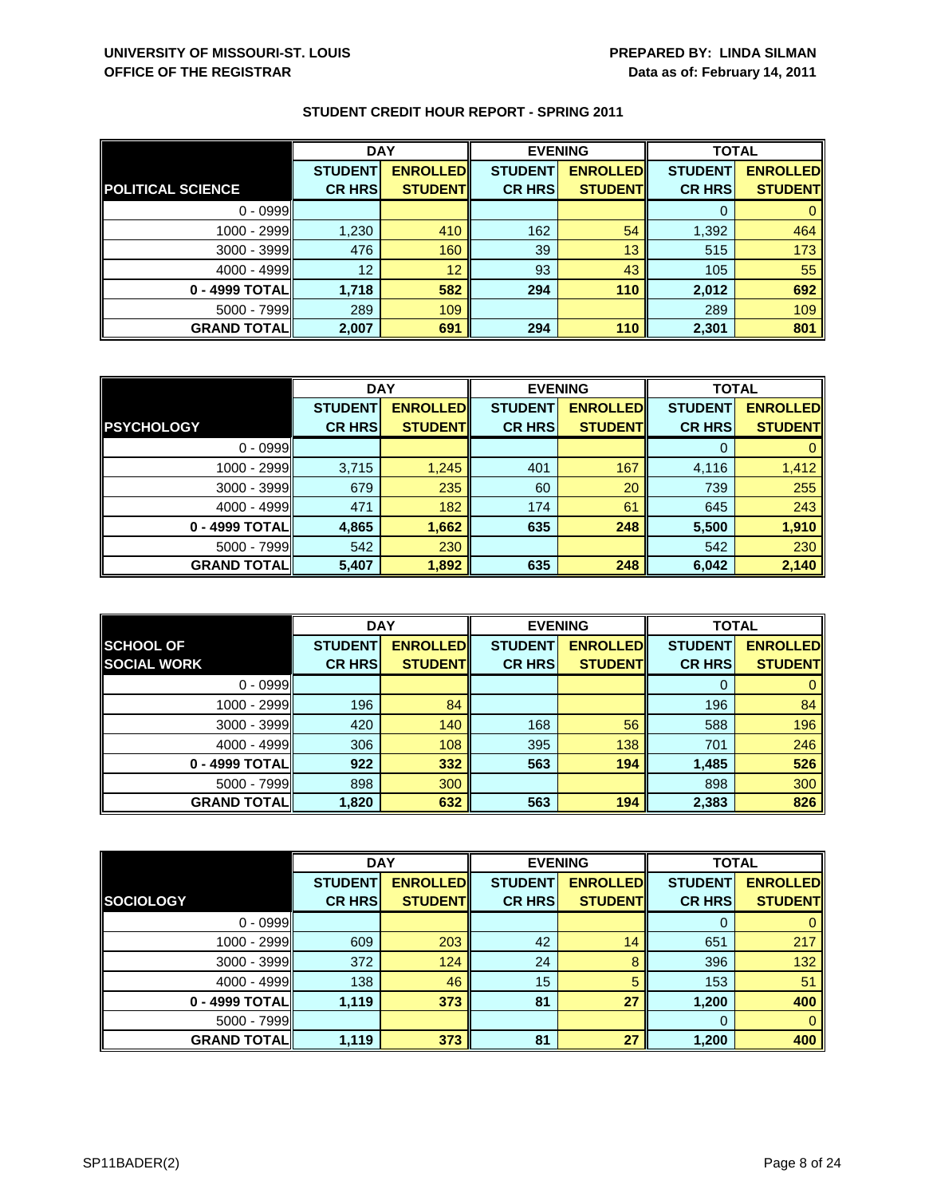**UNIVERSITY OF MISSOURI-ST. LOUIS**
**OFFICE OF THE REGISTRAR**

**PREPARED BY: LINDA SILMAN**
**Data as of: February 14, 2011**

## STUDENT CREDIT HOUR REPORT - SPRING 2011

| | DAY | | EVENING | | TOTAL | |
|---|---|---|---|---|---|---|
| **POLITICAL SCIENCE** | **STUDENT CR HRS** | **ENROLLED STUDENT** | **STUDENT CR HRS** | **ENROLLED STUDENT** | **STUDENT CR HRS** | **ENROLLED STUDENT** |
| 0 - 0999 | | | | | 0 | 0 |
| 1000 - 2999 | 1,230 | 410 | 162 | 54 | 1,392 | 464 |
| 3000 - 3999 | 476 | 160 | 39 | 13 | 515 | 173 |
| 4000 - 4999 | 12 | 12 | 93 | 43 | 105 | 55 |
| **0 - 4999 TOTAL** | **1,718** | **582** | **294** | **110** | **2,012** | **692** |
| 5000 - 7999 | 289 | 109 | | | 289 | 109 |
| **GRAND TOTAL** | **2,007** | **691** | **294** | **110** | **2,301** | **801** |

| | DAY | | EVENING | | TOTAL | |
|---|---|---|---|---|---|---|
| **PSYCHOLOGY** | **STUDENT CR HRS** | **ENROLLED STUDENT** | **STUDENT CR HRS** | **ENROLLED STUDENT** | **STUDENT CR HRS** | **ENROLLED STUDENT** |
| 0 - 0999 | | | | | 0 | 0 |
| 1000 - 2999 | 3,715 | 1,245 | 401 | 167 | 4,116 | 1,412 |
| 3000 - 3999 | 679 | 235 | 60 | 20 | 739 | 255 |
| 4000 - 4999 | 471 | 182 | 174 | 61 | 645 | 243 |
| **0 - 4999 TOTAL** | **4,865** | **1,662** | **635** | **248** | **5,500** | **1,910** |
| 5000 - 7999 | 542 | 230 | | | 542 | 230 |
| **GRAND TOTAL** | **5,407** | **1,892** | **635** | **248** | **6,042** | **2,140** |

| | DAY | | EVENING | | TOTAL | |
|---|---|---|---|---|---|---|
| **SCHOOL OF SOCIAL WORK** | **STUDENT CR HRS** | **ENROLLED STUDENT** | **STUDENT CR HRS** | **ENROLLED STUDENT** | **STUDENT CR HRS** | **ENROLLED STUDENT** |
| 0 - 0999 | | | | | 0 | 0 |
| 1000 - 2999 | 196 | 84 | | | 196 | 84 |
| 3000 - 3999 | 420 | 140 | 168 | 56 | 588 | 196 |
| 4000 - 4999 | 306 | 108 | 395 | 138 | 701 | 246 |
| **0 - 4999 TOTAL** | **922** | **332** | **563** | **194** | **1,485** | **526** |
| 5000 - 7999 | 898 | 300 | | | 898 | 300 |
| **GRAND TOTAL** | **1,820** | **632** | **563** | **194** | **2,383** | **826** |

| | DAY | | EVENING | | TOTAL | |
|---|---|---|---|---|---|---|
| **SOCIOLOGY** | **STUDENT CR HRS** | **ENROLLED STUDENT** | **STUDENT CR HRS** | **ENROLLED STUDENT** | **STUDENT CR HRS** | **ENROLLED STUDENT** |
| 0 - 0999 | | | | | 0 | 0 |
| 1000 - 2999 | 609 | 203 | 42 | 14 | 651 | 217 |
| 3000 - 3999 | 372 | 124 | 24 | 8 | 396 | 132 |
| 4000 - 4999 | 138 | 46 | 15 | 5 | 153 | 51 |
| **0 - 4999 TOTAL** | **1,119** | **373** | **81** | **27** | **1,200** | **400** |
| 5000 - 7999 | | | | | 0 | 0 |
| **GRAND TOTAL** | **1,119** | **373** | **81** | **27** | **1,200** | **400** |

SP11BADER(2)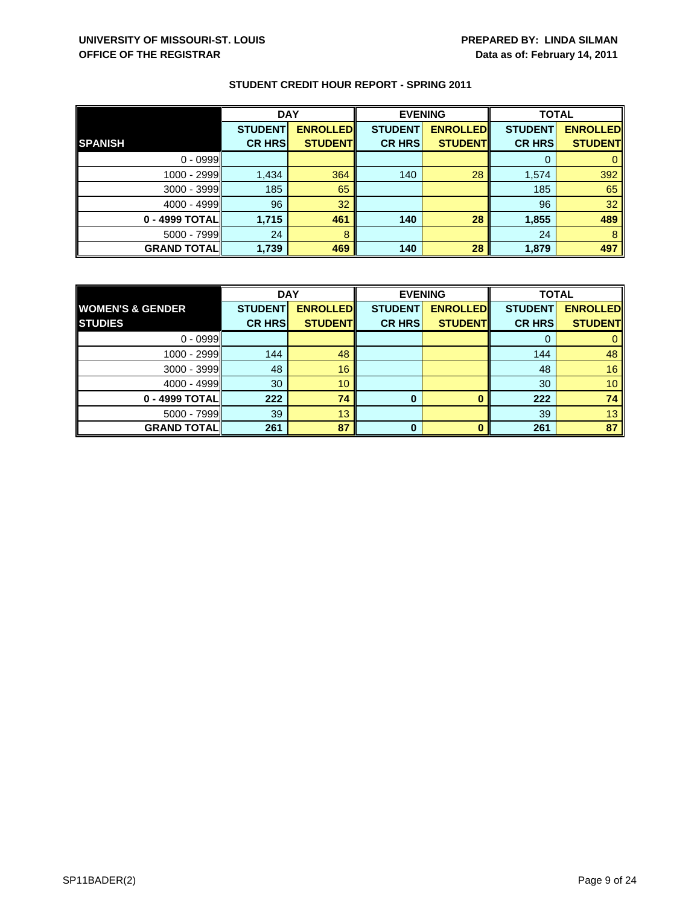UNIVERSITY OF MISSOURI-ST. LOUIS
OFFICE OF THE REGISTRAR

PREPARED BY: LINDA SILMAN
Data as of: February 14, 2011

## STUDENT CREDIT HOUR REPORT - SPRING 2011

| | DAY | | EVENING | | TOTAL | |
|---|---|---|---|---|---|---|
| **SPANISH** | **STUDENT CR HRS** | **ENROLLED STUDENT** | **STUDENT CR HRS** | **ENROLLED STUDENT** | **STUDENT CR HRS** | **ENROLLED STUDENT** |
| 0 - 0999 | | | | | 0 | 0 |
| 1000 - 2999 | 1,434 | 364 | 140 | 28 | 1,574 | 392 |
| 3000 - 3999 | 185 | 65 | | | 185 | 65 |
| 4000 - 4999 | 96 | 32 | | | 96 | 32 |
| **0 - 4999 TOTAL** | **1,715** | **461** | **140** | **28** | **1,855** | **489** |
| 5000 - 7999 | 24 | 8 | | | 24 | 8 |
| **GRAND TOTAL** | **1,739** | **469** | **140** | **28** | **1,879** | **497** |

| | DAY | | EVENING | | TOTAL | |
|---|---|---|---|---|---|---|
| **WOMEN'S & GENDER STUDIES** | **STUDENT CR HRS** | **ENROLLED STUDENT** | **STUDENT CR HRS** | **ENROLLED STUDENT** | **STUDENT CR HRS** | **ENROLLED STUDENT** |
| 0 - 0999 | | | | | 0 | 0 |
| 1000 - 2999 | 144 | 48 | | | 144 | 48 |
| 3000 - 3999 | 48 | 16 | | | 48 | 16 |
| 4000 - 4999 | 30 | 10 | | | 30 | 10 |
| **0 - 4999 TOTAL** | **222** | **74** | **0** | **0** | **222** | **74** |
| 5000 - 7999 | 39 | 13 | | | 39 | 13 |
| **GRAND TOTAL** | **261** | **87** | **0** | **0** | **261** | **87** |

SP11BADER(2)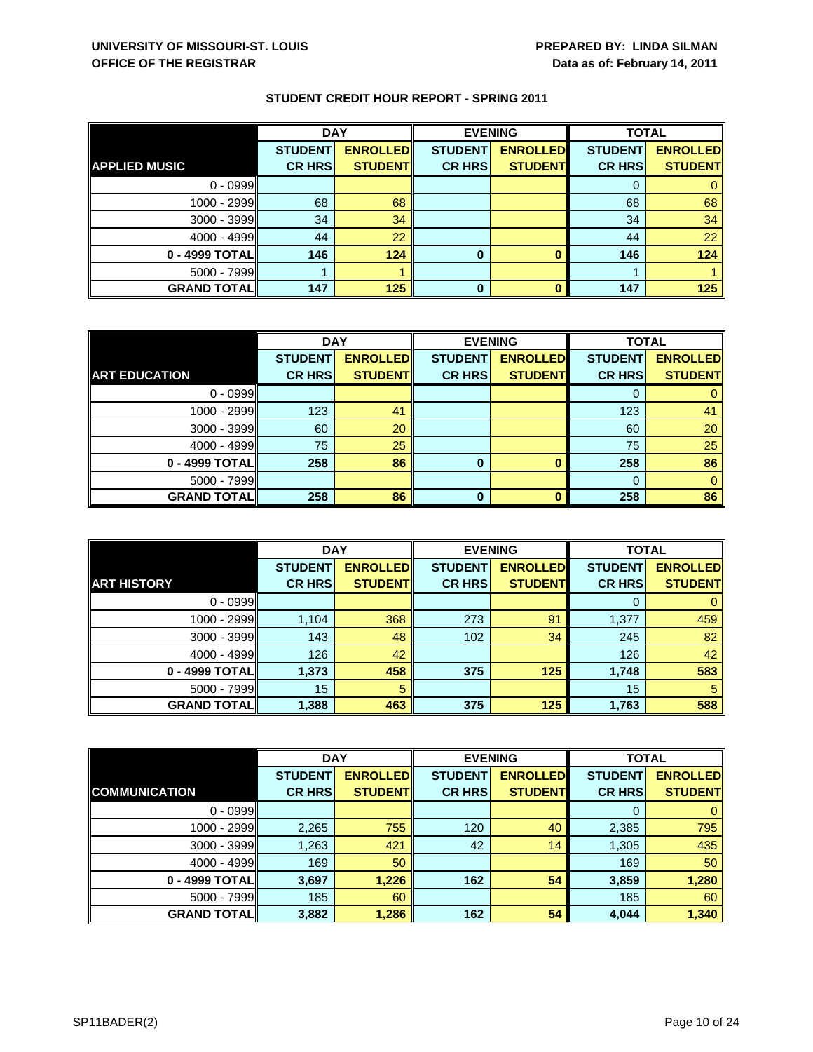**UNIVERSITY OF MISSOURI-ST. LOUIS**
**OFFICE OF THE REGISTRAR**

**PREPARED BY: LINDA SILMAN**
**Data as of: February 14, 2011**

## STUDENT CREDIT HOUR REPORT - SPRING 2011

| | DAY | | EVENING | | TOTAL | |
|---|---|---|---|---|---|---|
| **APPLIED MUSIC** | **STUDENT CR HRS** | **ENROLLED STUDENT** | **STUDENT CR HRS** | **ENROLLED STUDENT** | **STUDENT CR HRS** | **ENROLLED STUDENT** |
| 0 - 0999 | | | | | 0 | 0 |
| 1000 - 2999 | 68 | 68 | | | 68 | 68 |
| 3000 - 3999 | 34 | 34 | | | 34 | 34 |
| 4000 - 4999 | 44 | 22 | | | 44 | 22 |
| **0 - 4999 TOTAL** | **146** | **124** | **0** | **0** | **146** | **124** |
| 5000 - 7999 | 1 | 1 | | | 1 | 1 |
| **GRAND TOTAL** | **147** | **125** | **0** | **0** | **147** | **125** |

| | DAY | | EVENING | | TOTAL | |
|---|---|---|---|---|---|---|
| **ART EDUCATION** | **STUDENT CR HRS** | **ENROLLED STUDENT** | **STUDENT CR HRS** | **ENROLLED STUDENT** | **STUDENT CR HRS** | **ENROLLED STUDENT** |
| 0 - 0999 | | | | | 0 | 0 |
| 1000 - 2999 | 123 | 41 | | | 123 | 41 |
| 3000 - 3999 | 60 | 20 | | | 60 | 20 |
| 4000 - 4999 | 75 | 25 | | | 75 | 25 |
| **0 - 4999 TOTAL** | **258** | **86** | **0** | **0** | **258** | **86** |
| 5000 - 7999 | | | | | 0 | 0 |
| **GRAND TOTAL** | **258** | **86** | **0** | **0** | **258** | **86** |

| | DAY | | EVENING | | TOTAL | |
|---|---|---|---|---|---|---|
| **ART HISTORY** | **STUDENT CR HRS** | **ENROLLED STUDENT** | **STUDENT CR HRS** | **ENROLLED STUDENT** | **STUDENT CR HRS** | **ENROLLED STUDENT** |
| 0 - 0999 | | | | | 0 | 0 |
| 1000 - 2999 | 1,104 | 368 | 273 | 91 | 1,377 | 459 |
| 3000 - 3999 | 143 | 48 | 102 | 34 | 245 | 82 |
| 4000 - 4999 | 126 | 42 | | | 126 | 42 |
| **0 - 4999 TOTAL** | **1,373** | **458** | **375** | **125** | **1,748** | **583** |
| 5000 - 7999 | 15 | 5 | | | 15 | 5 |
| **GRAND TOTAL** | **1,388** | **463** | **375** | **125** | **1,763** | **588** |

| | DAY | | EVENING | | TOTAL | |
|---|---|---|---|---|---|---|
| **COMMUNICATION** | **STUDENT CR HRS** | **ENROLLED STUDENT** | **STUDENT CR HRS** | **ENROLLED STUDENT** | **STUDENT CR HRS** | **ENROLLED STUDENT** |
| 0 - 0999 | | | | | 0 | 0 |
| 1000 - 2999 | 2,265 | 755 | 120 | 40 | 2,385 | 795 |
| 3000 - 3999 | 1,263 | 421 | 42 | 14 | 1,305 | 435 |
| 4000 - 4999 | 169 | 50 | | | 169 | 50 |
| **0 - 4999 TOTAL** | **3,697** | **1,226** | **162** | **54** | **3,859** | **1,280** |
| 5000 - 7999 | 185 | 60 | | | 185 | 60 |
| **GRAND TOTAL** | **3,882** | **1,286** | **162** | **54** | **4,044** | **1,340** |

SP11BADER(2)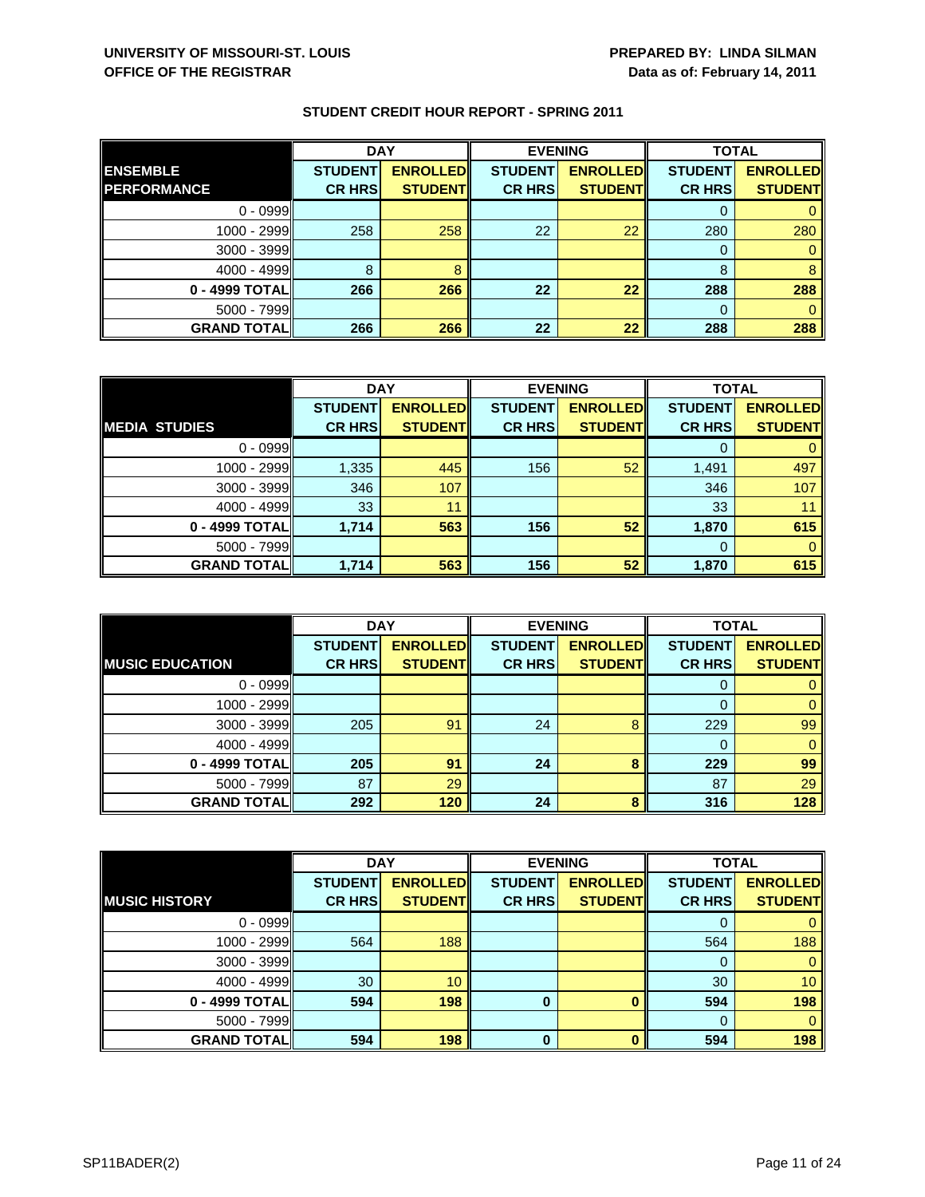**UNIVERSITY OF MISSOURI-ST. LOUIS**
**OFFICE OF THE REGISTRAR**

**PREPARED BY: LINDA SILMAN**
**Data as of: February 14, 2011**

## STUDENT CREDIT HOUR REPORT - SPRING 2011

| | DAY | | EVENING | | TOTAL | |
|---|---|---|---|---|---|---|
| **ENSEMBLE PERFORMANCE** | **STUDENT CR HRS** | **ENROLLED STUDENT** | **STUDENT CR HRS** | **ENROLLED STUDENT** | **STUDENT CR HRS** | **ENROLLED STUDENT** |
| 0 - 0999 | | | | | 0 | 0 |
| 1000 - 2999 | 258 | 258 | 22 | 22 | 280 | 280 |
| 3000 - 3999 | | | | | 0 | 0 |
| 4000 - 4999 | 8 | 8 | | | 8 | 8 |
| **0 - 4999 TOTAL** | **266** | **266** | **22** | **22** | **288** | **288** |
| 5000 - 7999 | | | | | 0 | 0 |
| **GRAND TOTAL** | **266** | **266** | **22** | **22** | **288** | **288** |

| | DAY | | EVENING | | TOTAL | |
|---|---|---|---|---|---|---|
| **MEDIA STUDIES** | **STUDENT CR HRS** | **ENROLLED STUDENT** | **STUDENT CR HRS** | **ENROLLED STUDENT** | **STUDENT CR HRS** | **ENROLLED STUDENT** |
| 0 - 0999 | | | | | 0 | 0 |
| 1000 - 2999 | 1,335 | 445 | 156 | 52 | 1,491 | 497 |
| 3000 - 3999 | 346 | 107 | | | 346 | 107 |
| 4000 - 4999 | 33 | 11 | | | 33 | 11 |
| **0 - 4999 TOTAL** | **1,714** | **563** | **156** | **52** | **1,870** | **615** |
| 5000 - 7999 | | | | | 0 | 0 |
| **GRAND TOTAL** | **1,714** | **563** | **156** | **52** | **1,870** | **615** |

| | DAY | | EVENING | | TOTAL | |
|---|---|---|---|---|---|---|
| **MUSIC EDUCATION** | **STUDENT CR HRS** | **ENROLLED STUDENT** | **STUDENT CR HRS** | **ENROLLED STUDENT** | **STUDENT CR HRS** | **ENROLLED STUDENT** |
| 0 - 0999 | | | | | 0 | 0 |
| 1000 - 2999 | | | | | 0 | 0 |
| 3000 - 3999 | 205 | 91 | 24 | 8 | 229 | 99 |
| 4000 - 4999 | | | | | 0 | 0 |
| **0 - 4999 TOTAL** | **205** | **91** | **24** | **8** | **229** | **99** |
| 5000 - 7999 | 87 | 29 | | | 87 | 29 |
| **GRAND TOTAL** | **292** | **120** | **24** | **8** | **316** | **128** |

| | DAY | | EVENING | | TOTAL | |
|---|---|---|---|---|---|---|
| **MUSIC HISTORY** | **STUDENT CR HRS** | **ENROLLED STUDENT** | **STUDENT CR HRS** | **ENROLLED STUDENT** | **STUDENT CR HRS** | **ENROLLED STUDENT** |
| 0 - 0999 | | | | | 0 | 0 |
| 1000 - 2999 | 564 | 188 | | | 564 | 188 |
| 3000 - 3999 | | | | | 0 | 0 |
| 4000 - 4999 | 30 | 10 | | | 30 | 10 |
| **0 - 4999 TOTAL** | **594** | **198** | **0** | **0** | **594** | **198** |
| 5000 - 7999 | | | | | 0 | 0 |
| **GRAND TOTAL** | **594** | **198** | **0** | **0** | **594** | **198** |

SP11BADER(2)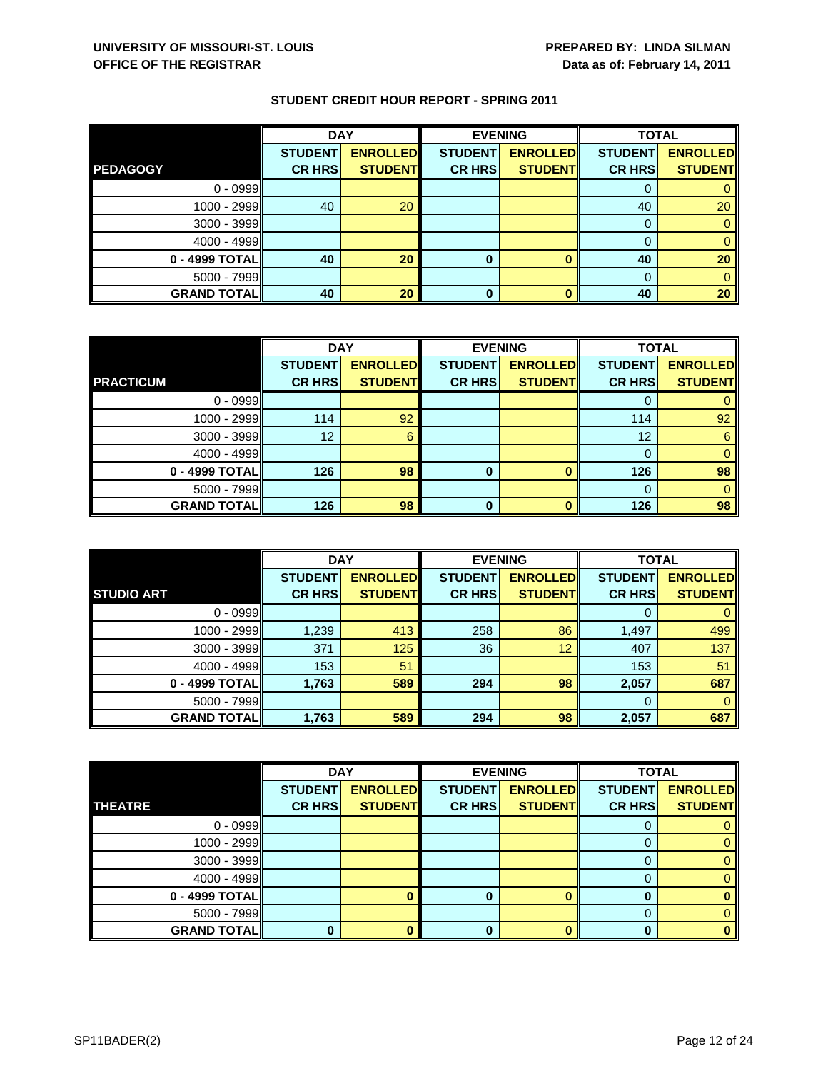**UNIVERSITY OF MISSOURI-ST. LOUIS**
**OFFICE OF THE REGISTRAR**

**PREPARED BY: LINDA SILMAN**
**Data as of: February 14, 2011**

## STUDENT CREDIT HOUR REPORT - SPRING 2011

| | DAY | | EVENING | | TOTAL | |
|---|---|---|---|---|---|---|
| **PEDAGOGY** | **STUDENT CR HRS** | **ENROLLED STUDENT** | **STUDENT CR HRS** | **ENROLLED STUDENT** | **STUDENT CR HRS** | **ENROLLED STUDENT** |
| 0 - 0999 | | | | | 0 | 0 |
| 1000 - 2999 | 40 | 20 | | | 40 | 20 |
| 3000 - 3999 | | | | | 0 | 0 |
| 4000 - 4999 | | | | | 0 | 0 |
| **0 - 4999 TOTAL** | **40** | **20** | **0** | **0** | **40** | **20** |
| 5000 - 7999 | | | | | 0 | 0 |
| **GRAND TOTAL** | **40** | **20** | **0** | **0** | **40** | **20** |

| | DAY | | EVENING | | TOTAL | |
|---|---|---|---|---|---|---|
| **PRACTICUM** | **STUDENT CR HRS** | **ENROLLED STUDENT** | **STUDENT CR HRS** | **ENROLLED STUDENT** | **STUDENT CR HRS** | **ENROLLED STUDENT** |
| 0 - 0999 | | | | | 0 | 0 |
| 1000 - 2999 | 114 | 92 | | | 114 | 92 |
| 3000 - 3999 | 12 | 6 | | | 12 | 6 |
| 4000 - 4999 | | | | | 0 | 0 |
| **0 - 4999 TOTAL** | **126** | **98** | **0** | **0** | **126** | **98** |
| 5000 - 7999 | | | | | 0 | 0 |
| **GRAND TOTAL** | **126** | **98** | **0** | **0** | **126** | **98** |

| | DAY | | EVENING | | TOTAL | |
|---|---|---|---|---|---|---|
| **STUDIO ART** | **STUDENT CR HRS** | **ENROLLED STUDENT** | **STUDENT CR HRS** | **ENROLLED STUDENT** | **STUDENT CR HRS** | **ENROLLED STUDENT** |
| 0 - 0999 | | | | | 0 | 0 |
| 1000 - 2999 | 1,239 | 413 | 258 | 86 | 1,497 | 499 |
| 3000 - 3999 | 371 | 125 | 36 | 12 | 407 | 137 |
| 4000 - 4999 | 153 | 51 | | | 153 | 51 |
| **0 - 4999 TOTAL** | **1,763** | **589** | **294** | **98** | **2,057** | **687** |
| 5000 - 7999 | | | | | 0 | 0 |
| **GRAND TOTAL** | **1,763** | **589** | **294** | **98** | **2,057** | **687** |

| | DAY | | EVENING | | TOTAL | |
|---|---|---|---|---|---|---|
| **THEATRE** | **STUDENT CR HRS** | **ENROLLED STUDENT** | **STUDENT CR HRS** | **ENROLLED STUDENT** | **STUDENT CR HRS** | **ENROLLED STUDENT** |
| 0 - 0999 | | | | | 0 | 0 |
| 1000 - 2999 | | | | | 0 | 0 |
| 3000 - 3999 | | | | | 0 | 0 |
| 4000 - 4999 | | | | | 0 | 0 |
| **0 - 4999 TOTAL** | | **0** | **0** | **0** | **0** | **0** |
| 5000 - 7999 | | | | | 0 | 0 |
| **GRAND TOTAL** | **0** | **0** | **0** | **0** | **0** | **0** |

SP11BADER(2)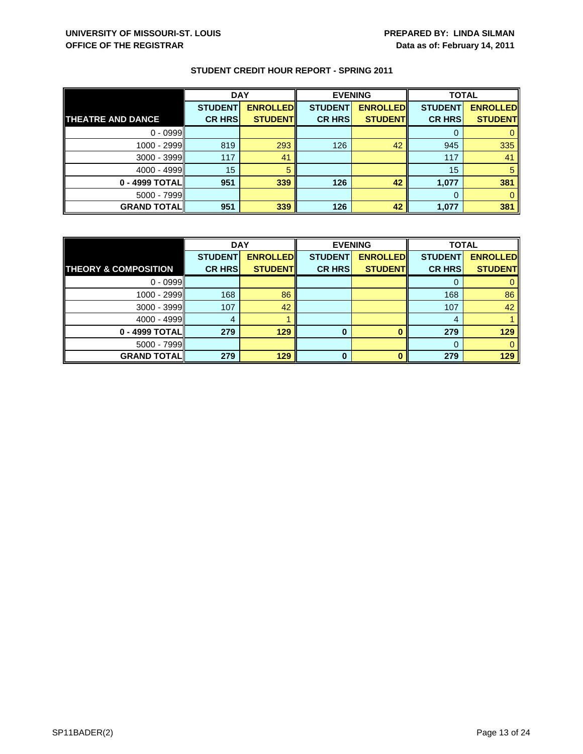UNIVERSITY OF MISSOURI-ST. LOUIS
OFFICE OF THE REGISTRAR

PREPARED BY: LINDA SILMAN
Data as of: February 14, 2011

## STUDENT CREDIT HOUR REPORT - SPRING 2011

| | DAY | | EVENING | | TOTAL | |
|---|---|---|---|---|---|---|
| **THEATRE AND DANCE** | **STUDENT CR HRS** | **ENROLLED STUDENT** | **STUDENT CR HRS** | **ENROLLED STUDENT** | **STUDENT CR HRS** | **ENROLLED STUDENT** |
| 0 - 0999 | | | | | 0 | 0 |
| 1000 - 2999 | 819 | 293 | 126 | 42 | 945 | 335 |
| 3000 - 3999 | 117 | 41 | | | 117 | 41 |
| 4000 - 4999 | 15 | 5 | | | 15 | 5 |
| **0 - 4999 TOTAL** | **951** | **339** | **126** | **42** | **1,077** | **381** |
| 5000 - 7999 | | | | | 0 | 0 |
| **GRAND TOTAL** | **951** | **339** | **126** | **42** | **1,077** | **381** |

| | DAY | | EVENING | | TOTAL | |
|---|---|---|---|---|---|---|
| **THEORY & COMPOSITION** | **STUDENT CR HRS** | **ENROLLED STUDENT** | **STUDENT CR HRS** | **ENROLLED STUDENT** | **STUDENT CR HRS** | **ENROLLED STUDENT** |
| 0 - 0999 | | | | | 0 | 0 |
| 1000 - 2999 | 168 | 86 | | | 168 | 86 |
| 3000 - 3999 | 107 | 42 | | | 107 | 42 |
| 4000 - 4999 | 4 | 1 | | | 4 | 1 |
| **0 - 4999 TOTAL** | **279** | **129** | **0** | **0** | **279** | **129** |
| 5000 - 7999 | | | | | 0 | 0 |
| **GRAND TOTAL** | **279** | **129** | **0** | **0** | **279** | **129** |

SP11BADER(2)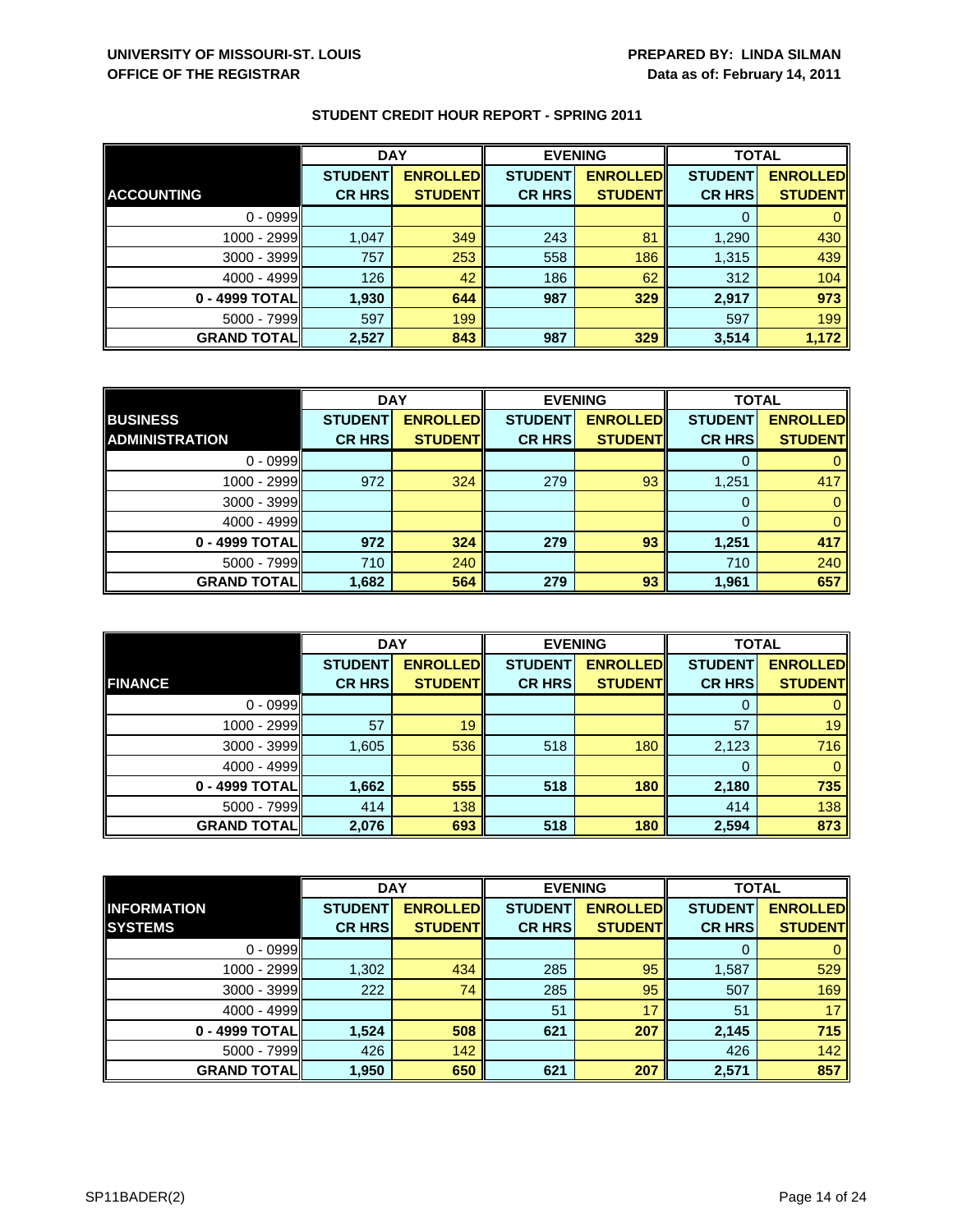**UNIVERSITY OF MISSOURI-ST. LOUIS**
**OFFICE OF THE REGISTRAR**

**PREPARED BY: LINDA SILMAN**
**Data as of: February 14, 2011**

**STUDENT CREDIT HOUR REPORT - SPRING 2011**

| | DAY | | EVENING | | TOTAL | |
|---|---|---|---|---|---|---|
| **ACCOUNTING** | **STUDENT CR HRS** | **ENROLLED STUDENT** | **STUDENT CR HRS** | **ENROLLED STUDENT** | **STUDENT CR HRS** | **ENROLLED STUDENT** |
| 0 - 0999 | | | | | 0 | 0 |
| 1000 - 2999 | 1,047 | 349 | 243 | 81 | 1,290 | 430 |
| 3000 - 3999 | 757 | 253 | 558 | 186 | 1,315 | 439 |
| 4000 - 4999 | 126 | 42 | 186 | 62 | 312 | 104 |
| **0 - 4999 TOTAL** | **1,930** | **644** | **987** | **329** | **2,917** | **973** |
| 5000 - 7999 | 597 | 199 | | | 597 | 199 |
| **GRAND TOTAL** | **2,527** | **843** | **987** | **329** | **3,514** | **1,172** |

| | DAY | | EVENING | | TOTAL | |
|---|---|---|---|---|---|---|
| **BUSINESS ADMINISTRATION** | **STUDENT CR HRS** | **ENROLLED STUDENT** | **STUDENT CR HRS** | **ENROLLED STUDENT** | **STUDENT CR HRS** | **ENROLLED STUDENT** |
| 0 - 0999 | | | | | 0 | 0 |
| 1000 - 2999 | 972 | 324 | 279 | 93 | 1,251 | 417 |
| 3000 - 3999 | | | | | 0 | 0 |
| 4000 - 4999 | | | | | 0 | 0 |
| **0 - 4999 TOTAL** | **972** | **324** | **279** | **93** | **1,251** | **417** |
| 5000 - 7999 | 710 | 240 | | | 710 | 240 |
| **GRAND TOTAL** | **1,682** | **564** | **279** | **93** | **1,961** | **657** |

| | DAY | | EVENING | | TOTAL | |
|---|---|---|---|---|---|---|
| **FINANCE** | **STUDENT CR HRS** | **ENROLLED STUDENT** | **STUDENT CR HRS** | **ENROLLED STUDENT** | **STUDENT CR HRS** | **ENROLLED STUDENT** |
| 0 - 0999 | | | | | 0 | 0 |
| 1000 - 2999 | 57 | 19 | | | 57 | 19 |
| 3000 - 3999 | 1,605 | 536 | 518 | 180 | 2,123 | 716 |
| 4000 - 4999 | | | | | 0 | 0 |
| **0 - 4999 TOTAL** | **1,662** | **555** | **518** | **180** | **2,180** | **735** |
| 5000 - 7999 | 414 | 138 | | | 414 | 138 |
| **GRAND TOTAL** | **2,076** | **693** | **518** | **180** | **2,594** | **873** |

| | DAY | | EVENING | | TOTAL | |
|---|---|---|---|---|---|---|
| **INFORMATION SYSTEMS** | **STUDENT CR HRS** | **ENROLLED STUDENT** | **STUDENT CR HRS** | **ENROLLED STUDENT** | **STUDENT CR HRS** | **ENROLLED STUDENT** |
| 0 - 0999 | | | | | 0 | 0 |
| 1000 - 2999 | 1,302 | 434 | 285 | 95 | 1,587 | 529 |
| 3000 - 3999 | 222 | 74 | 285 | 95 | 507 | 169 |
| 4000 - 4999 | | | 51 | 17 | 51 | 17 |
| **0 - 4999 TOTAL** | **1,524** | **508** | **621** | **207** | **2,145** | **715** |
| 5000 - 7999 | 426 | 142 | | | 426 | 142 |
| **GRAND TOTAL** | **1,950** | **650** | **621** | **207** | **2,571** | **857** |

SP11BADER(2)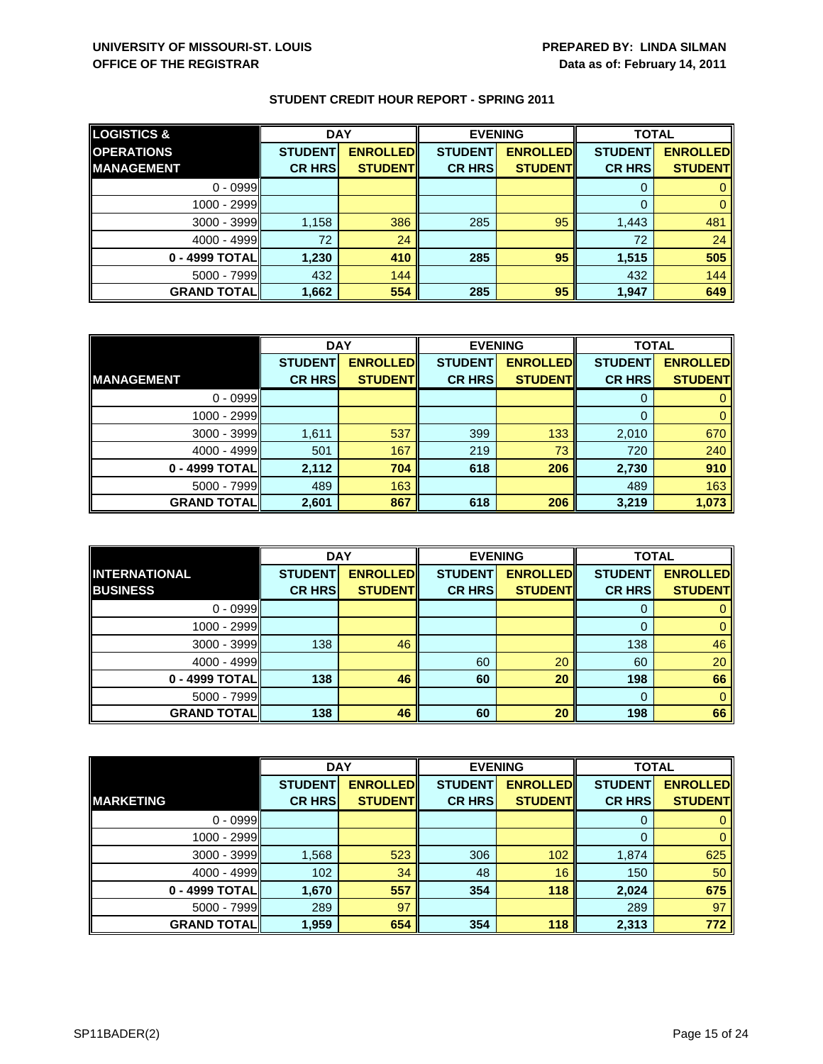**UNIVERSITY OF MISSOURI-ST. LOUIS**
**OFFICE OF THE REGISTRAR**

**PREPARED BY: LINDA SILMAN**
**Data as of: February 14, 2011**

## STUDENT CREDIT HOUR REPORT - SPRING 2011

| LOGISTICS & OPERATIONS MANAGEMENT | DAY | | EVENING | | TOTAL | |
|---|---|---|---|---|---|---|
| | STUDENT CR HRS | ENROLLED STUDENT | STUDENT CR HRS | ENROLLED STUDENT | STUDENT CR HRS | ENROLLED STUDENT |
| 0 - 0999 | | | | | 0 | 0 |
| 1000 - 2999 | | | | | 0 | 0 |
| 3000 - 3999 | 1,158 | 386 | 285 | 95 | 1,443 | 481 |
| 4000 - 4999 | 72 | 24 | | | 72 | 24 |
| **0 - 4999 TOTAL** | **1,230** | **410** | **285** | **95** | **1,515** | **505** |
| 5000 - 7999 | 432 | 144 | | | 432 | 144 |
| **GRAND TOTAL** | **1,662** | **554** | **285** | **95** | **1,947** | **649** |

| MANAGEMENT | DAY | | EVENING | | TOTAL | |
|---|---|---|---|---|---|---|
| | STUDENT CR HRS | ENROLLED STUDENT | STUDENT CR HRS | ENROLLED STUDENT | STUDENT CR HRS | ENROLLED STUDENT |
| 0 - 0999 | | | | | 0 | 0 |
| 1000 - 2999 | | | | | 0 | 0 |
| 3000 - 3999 | 1,611 | 537 | 399 | 133 | 2,010 | 670 |
| 4000 - 4999 | 501 | 167 | 219 | 73 | 720 | 240 |
| **0 - 4999 TOTAL** | **2,112** | **704** | **618** | **206** | **2,730** | **910** |
| 5000 - 7999 | 489 | 163 | | | 489 | 163 |
| **GRAND TOTAL** | **2,601** | **867** | **618** | **206** | **3,219** | **1,073** |

| INTERNATIONAL BUSINESS | DAY | | EVENING | | TOTAL | |
|---|---|---|---|---|---|---|
| | STUDENT CR HRS | ENROLLED STUDENT | STUDENT CR HRS | ENROLLED STUDENT | STUDENT CR HRS | ENROLLED STUDENT |
| 0 - 0999 | | | | | 0 | 0 |
| 1000 - 2999 | | | | | 0 | 0 |
| 3000 - 3999 | 138 | 46 | | | 138 | 46 |
| 4000 - 4999 | | | 60 | 20 | 60 | 20 |
| **0 - 4999 TOTAL** | **138** | **46** | **60** | **20** | **198** | **66** |
| 5000 - 7999 | | | | | 0 | 0 |
| **GRAND TOTAL** | **138** | **46** | **60** | **20** | **198** | **66** |

| MARKETING | DAY | | EVENING | | TOTAL | |
|---|---|---|---|---|---|---|
| | STUDENT CR HRS | ENROLLED STUDENT | STUDENT CR HRS | ENROLLED STUDENT | STUDENT CR HRS | ENROLLED STUDENT |
| 0 - 0999 | | | | | 0 | 0 |
| 1000 - 2999 | | | | | 0 | 0 |
| 3000 - 3999 | 1,568 | 523 | 306 | 102 | 1,874 | 625 |
| 4000 - 4999 | 102 | 34 | 48 | 16 | 150 | 50 |
| **0 - 4999 TOTAL** | **1,670** | **557** | **354** | **118** | **2,024** | **675** |
| 5000 - 7999 | 289 | 97 | | | 289 | 97 |
| **GRAND TOTAL** | **1,959** | **654** | **354** | **118** | **2,313** | **772** |

SP11BADER(2)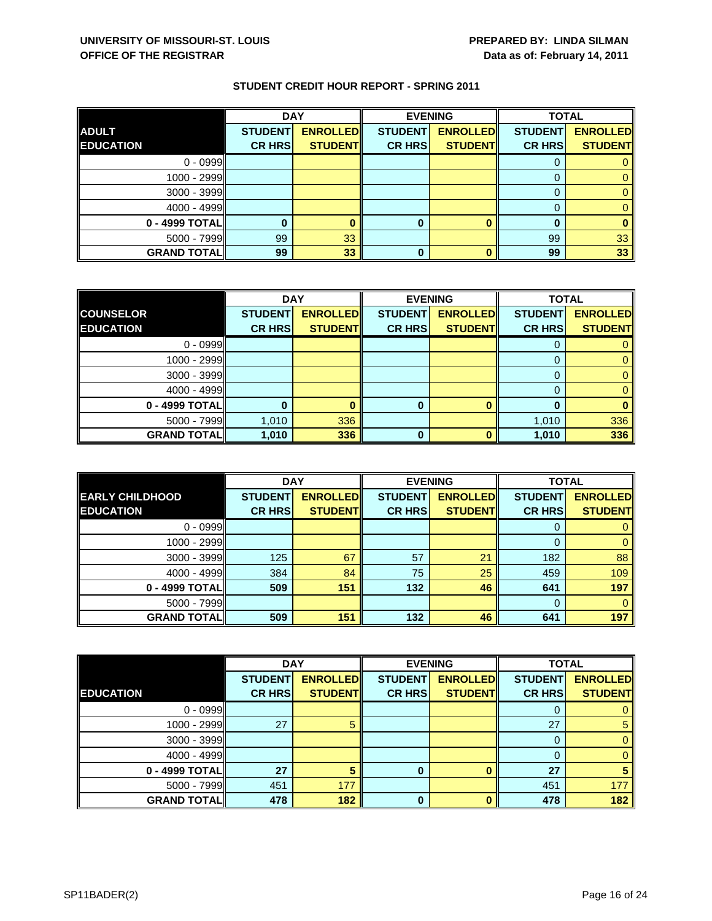**UNIVERSITY OF MISSOURI-ST. LOUIS**
**OFFICE OF THE REGISTRAR**

**PREPARED BY: LINDA SILMAN**
**Data as of: February 14, 2011**

## STUDENT CREDIT HOUR REPORT - SPRING 2011

| ADULT EDUCATION | DAY | | EVENING | | TOTAL | |
|---|---|---|---|---|---|---|
| | STUDENT CR HRS | ENROLLED STUDENT | STUDENT CR HRS | ENROLLED STUDENT | STUDENT CR HRS | ENROLLED STUDENT |
| 0 - 0999 | | | | | 0 | 0 |
| 1000 - 2999 | | | | | 0 | 0 |
| 3000 - 3999 | | | | | 0 | 0 |
| 4000 - 4999 | | | | | 0 | 0 |
| **0 - 4999 TOTAL** | **0** | **0** | **0** | **0** | **0** | **0** |
| 5000 - 7999 | 99 | 33 | | | 99 | 33 |
| **GRAND TOTAL** | **99** | **33** | **0** | **0** | **99** | **33** |

| COUNSELOR EDUCATION | DAY | | EVENING | | TOTAL | |
|---|---|---|---|---|---|---|
| | STUDENT CR HRS | ENROLLED STUDENT | STUDENT CR HRS | ENROLLED STUDENT | STUDENT CR HRS | ENROLLED STUDENT |
| 0 - 0999 | | | | | 0 | 0 |
| 1000 - 2999 | | | | | 0 | 0 |
| 3000 - 3999 | | | | | 0 | 0 |
| 4000 - 4999 | | | | | 0 | 0 |
| **0 - 4999 TOTAL** | **0** | **0** | **0** | **0** | **0** | **0** |
| 5000 - 7999 | 1,010 | 336 | | | 1,010 | 336 |
| **GRAND TOTAL** | **1,010** | **336** | **0** | **0** | **1,010** | **336** |

| EARLY CHILDHOOD EDUCATION | DAY | | EVENING | | TOTAL | |
|---|---|---|---|---|---|---|
| | STUDENT CR HRS | ENROLLED STUDENT | STUDENT CR HRS | ENROLLED STUDENT | STUDENT CR HRS | ENROLLED STUDENT |
| 0 - 0999 | | | | | 0 | 0 |
| 1000 - 2999 | | | | | 0 | 0 |
| 3000 - 3999 | 125 | 67 | 57 | 21 | 182 | 88 |
| 4000 - 4999 | 384 | 84 | 75 | 25 | 459 | 109 |
| **0 - 4999 TOTAL** | **509** | **151** | **132** | **46** | **641** | **197** |
| 5000 - 7999 | | | | | 0 | 0 |
| **GRAND TOTAL** | **509** | **151** | **132** | **46** | **641** | **197** |

| EDUCATION | DAY | | EVENING | | TOTAL | |
|---|---|---|---|---|---|---|
| | STUDENT CR HRS | ENROLLED STUDENT | STUDENT CR HRS | ENROLLED STUDENT | STUDENT CR HRS | ENROLLED STUDENT |
| 0 - 0999 | | | | | 0 | 0 |
| 1000 - 2999 | 27 | 5 | | | 27 | 5 |
| 3000 - 3999 | | | | | 0 | 0 |
| 4000 - 4999 | | | | | 0 | 0 |
| **0 - 4999 TOTAL** | **27** | **5** | **0** | **0** | **27** | **5** |
| 5000 - 7999 | 451 | 177 | | | 451 | 177 |
| **GRAND TOTAL** | **478** | **182** | **0** | **0** | **478** | **182** |

SP11BADER(2)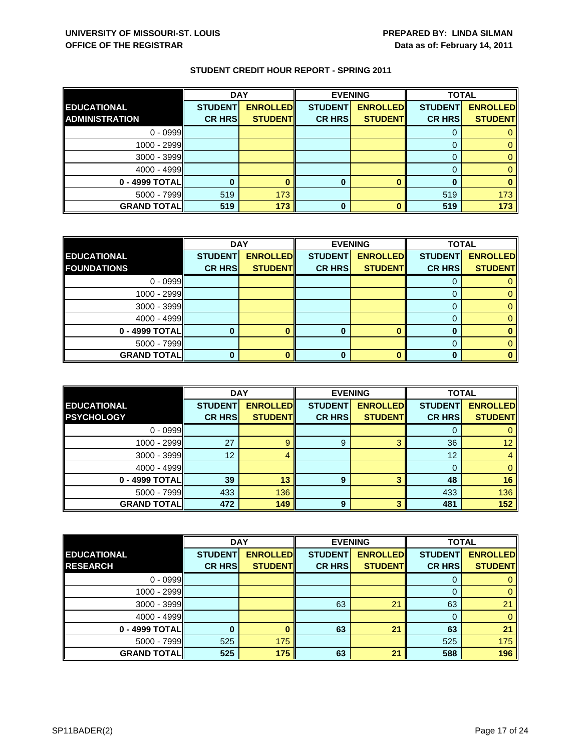**UNIVERSITY OF MISSOURI-ST. LOUIS**
**OFFICE OF THE REGISTRAR**

**PREPARED BY: LINDA SILMAN**
**Data as of: February 14, 2011**

## STUDENT CREDIT HOUR REPORT - SPRING 2011

| | DAY | | EVENING | | TOTAL | |
|---|---|---|---|---|---|---|
| **EDUCATIONAL ADMINISTRATION** | **STUDENT CR HRS** | **ENROLLED STUDENT** | **STUDENT CR HRS** | **ENROLLED STUDENT** | **STUDENT CR HRS** | **ENROLLED STUDENT** |
| 0 - 0999 | | | | | 0 | 0 |
| 1000 - 2999 | | | | | 0 | 0 |
| 3000 - 3999 | | | | | 0 | 0 |
| 4000 - 4999 | | | | | 0 | 0 |
| **0 - 4999 TOTAL** | **0** | **0** | **0** | **0** | **0** | **0** |
| 5000 - 7999 | 519 | 173 | | | 519 | 173 |
| **GRAND TOTAL** | **519** | **173** | **0** | **0** | **519** | **173** |

| | DAY | | EVENING | | TOTAL | |
|---|---|---|---|---|---|---|
| **EDUCATIONAL FOUNDATIONS** | **STUDENT CR HRS** | **ENROLLED STUDENT** | **STUDENT CR HRS** | **ENROLLED STUDENT** | **STUDENT CR HRS** | **ENROLLED STUDENT** |
| 0 - 0999 | | | | | 0 | 0 |
| 1000 - 2999 | | | | | 0 | 0 |
| 3000 - 3999 | | | | | 0 | 0 |
| 4000 - 4999 | | | | | 0 | 0 |
| **0 - 4999 TOTAL** | **0** | **0** | **0** | **0** | **0** | **0** |
| 5000 - 7999 | | | | | 0 | 0 |
| **GRAND TOTAL** | **0** | **0** | **0** | **0** | **0** | **0** |

| | DAY | | EVENING | | TOTAL | |
|---|---|---|---|---|---|---|
| **EDUCATIONAL PSYCHOLOGY** | **STUDENT CR HRS** | **ENROLLED STUDENT** | **STUDENT CR HRS** | **ENROLLED STUDENT** | **STUDENT CR HRS** | **ENROLLED STUDENT** |
| 0 - 0999 | | | | | 0 | 0 |
| 1000 - 2999 | 27 | 9 | 9 | 3 | 36 | 12 |
| 3000 - 3999 | 12 | 4 | | | 12 | 4 |
| 4000 - 4999 | | | | | 0 | 0 |
| **0 - 4999 TOTAL** | **39** | **13** | **9** | **3** | **48** | **16** |
| 5000 - 7999 | 433 | 136 | | | 433 | 136 |
| **GRAND TOTAL** | **472** | **149** | **9** | **3** | **481** | **152** |

| | DAY | | EVENING | | TOTAL | |
|---|---|---|---|---|---|---|
| **EDUCATIONAL RESEARCH** | **STUDENT CR HRS** | **ENROLLED STUDENT** | **STUDENT CR HRS** | **ENROLLED STUDENT** | **STUDENT CR HRS** | **ENROLLED STUDENT** |
| 0 - 0999 | | | | | 0 | 0 |
| 1000 - 2999 | | | | | 0 | 0 |
| 3000 - 3999 | | | 63 | 21 | 63 | 21 |
| 4000 - 4999 | | | | | 0 | 0 |
| **0 - 4999 TOTAL** | **0** | **0** | **63** | **21** | **63** | **21** |
| 5000 - 7999 | 525 | 175 | | | 525 | 175 |
| **GRAND TOTAL** | **525** | **175** | **63** | **21** | **588** | **196** |

SP11BADER(2)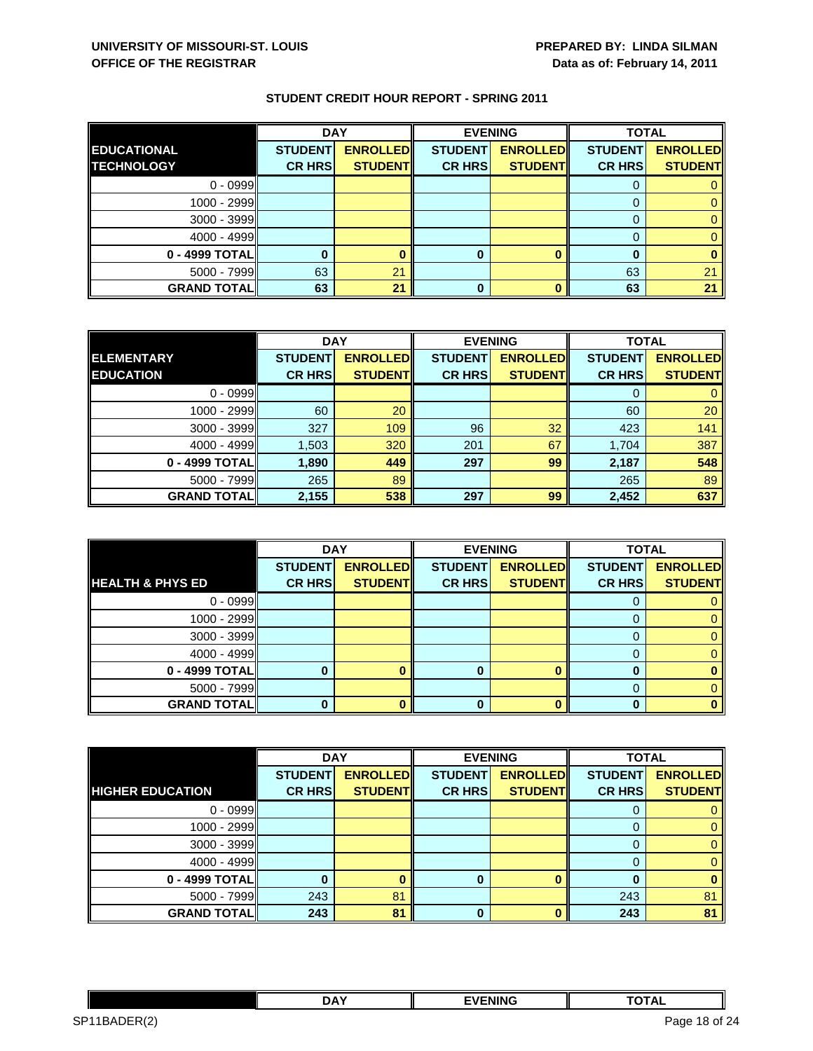**UNIVERSITY OF MISSOURI-ST. LOUIS**
**OFFICE OF THE REGISTRAR**

**PREPARED BY: LINDA SILMAN**
**Data as of: February 14, 2011**

## STUDENT CREDIT HOUR REPORT - SPRING 2011

| | DAY | | EVENING | | TOTAL | |
|---|---|---|---|---|---|---|
| **EDUCATIONAL TECHNOLOGY** | **STUDENT CR HRS** | **ENROLLED STUDENT** | **STUDENT CR HRS** | **ENROLLED STUDENT** | **STUDENT CR HRS** | **ENROLLED STUDENT** |
| 0 - 0999 | | | | | 0 | 0 |
| 1000 - 2999 | | | | | 0 | 0 |
| 3000 - 3999 | | | | | 0 | 0 |
| 4000 - 4999 | | | | | 0 | 0 |
| **0 - 4999 TOTAL** | **0** | **0** | **0** | **0** | **0** | **0** |
| 5000 - 7999 | 63 | 21 | | | 63 | 21 |
| **GRAND TOTAL** | **63** | **21** | **0** | **0** | **63** | **21** |

| | DAY | | EVENING | | TOTAL | |
|---|---|---|---|---|---|---|
| **ELEMENTARY EDUCATION** | **STUDENT CR HRS** | **ENROLLED STUDENT** | **STUDENT CR HRS** | **ENROLLED STUDENT** | **STUDENT CR HRS** | **ENROLLED STUDENT** |
| 0 - 0999 | | | | | 0 | 0 |
| 1000 - 2999 | 60 | 20 | | | 60 | 20 |
| 3000 - 3999 | 327 | 109 | 96 | 32 | 423 | 141 |
| 4000 - 4999 | 1,503 | 320 | 201 | 67 | 1,704 | 387 |
| **0 - 4999 TOTAL** | **1,890** | **449** | **297** | **99** | **2,187** | **548** |
| 5000 - 7999 | 265 | 89 | | | 265 | 89 |
| **GRAND TOTAL** | **2,155** | **538** | **297** | **99** | **2,452** | **637** |

| | DAY | | EVENING | | TOTAL | |
|---|---|---|---|---|---|---|
| **HEALTH & PHYS ED** | **STUDENT CR HRS** | **ENROLLED STUDENT** | **STUDENT CR HRS** | **ENROLLED STUDENT** | **STUDENT CR HRS** | **ENROLLED STUDENT** |
| 0 - 0999 | | | | | 0 | 0 |
| 1000 - 2999 | | | | | 0 | 0 |
| 3000 - 3999 | | | | | 0 | 0 |
| 4000 - 4999 | | | | | 0 | 0 |
| **0 - 4999 TOTAL** | **0** | **0** | **0** | **0** | **0** | **0** |
| 5000 - 7999 | | | | | 0 | 0 |
| **GRAND TOTAL** | **0** | **0** | **0** | **0** | **0** | **0** |

| | DAY | | EVENING | | TOTAL | |
|---|---|---|---|---|---|---|
| **HIGHER EDUCATION** | **STUDENT CR HRS** | **ENROLLED STUDENT** | **STUDENT CR HRS** | **ENROLLED STUDENT** | **STUDENT CR HRS** | **ENROLLED STUDENT** |
| 0 - 0999 | | | | | 0 | 0 |
| 1000 - 2999 | | | | | 0 | 0 |
| 3000 - 3999 | | | | | 0 | 0 |
| 4000 - 4999 | | | | | 0 | 0 |
| **0 - 4999 TOTAL** | **0** | **0** | **0** | **0** | **0** | **0** |
| 5000 - 7999 | 243 | 81 | | | 243 | 81 |
| **GRAND TOTAL** | **243** | **81** | **0** | **0** | **243** | **81** |

| | DAY | EVENING | TOTAL |
|---|---|---|---|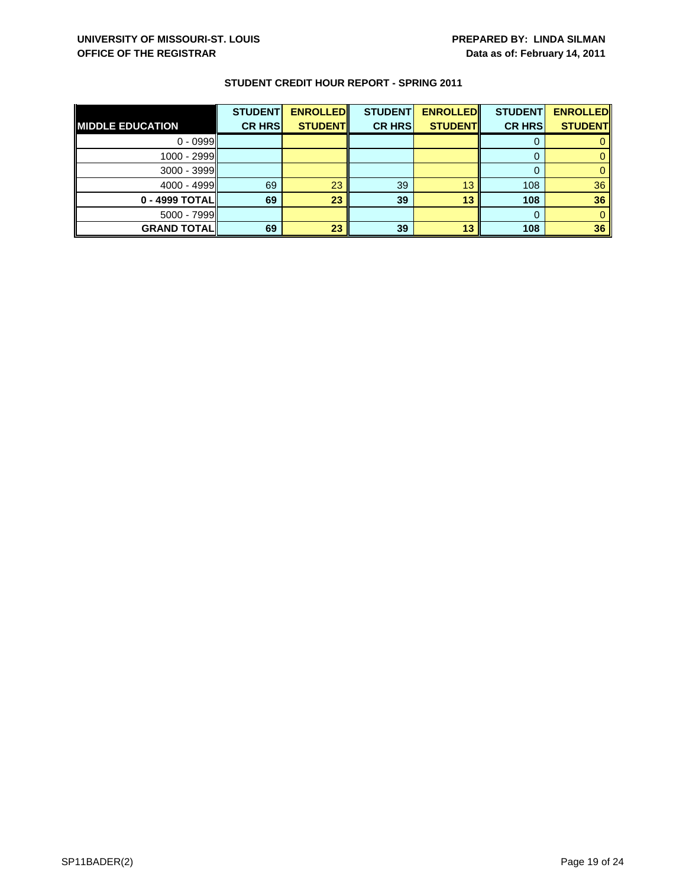**UNIVERSITY OF MISSOURI-ST. LOUIS**
**OFFICE OF THE REGISTRAR**

**PREPARED BY: LINDA SILMAN**
**Data as of: February 14, 2011**

**STUDENT CREDIT HOUR REPORT - SPRING 2011**

| MIDDLE EDUCATION | STUDENT CR HRS | ENROLLED STUDENT | STUDENT CR HRS | ENROLLED STUDENT | STUDENT CR HRS | ENROLLED STUDENT |
|---|---|---|---|---|---|---|
| 0 - 0999 | | | | | 0 | 0 |
| 1000 - 2999 | | | | | 0 | 0 |
| 3000 - 3999 | | | | | 0 | 0 |
| 4000 - 4999 | 69 | 23 | 39 | 13 | 108 | 36 |
| **0 - 4999 TOTAL** | **69** | **23** | **39** | **13** | **108** | **36** |
| 5000 - 7999 | | | | | 0 | 0 |
| **GRAND TOTAL** | **69** | **23** | **39** | **13** | **108** | **36** |

SP11BADER(2)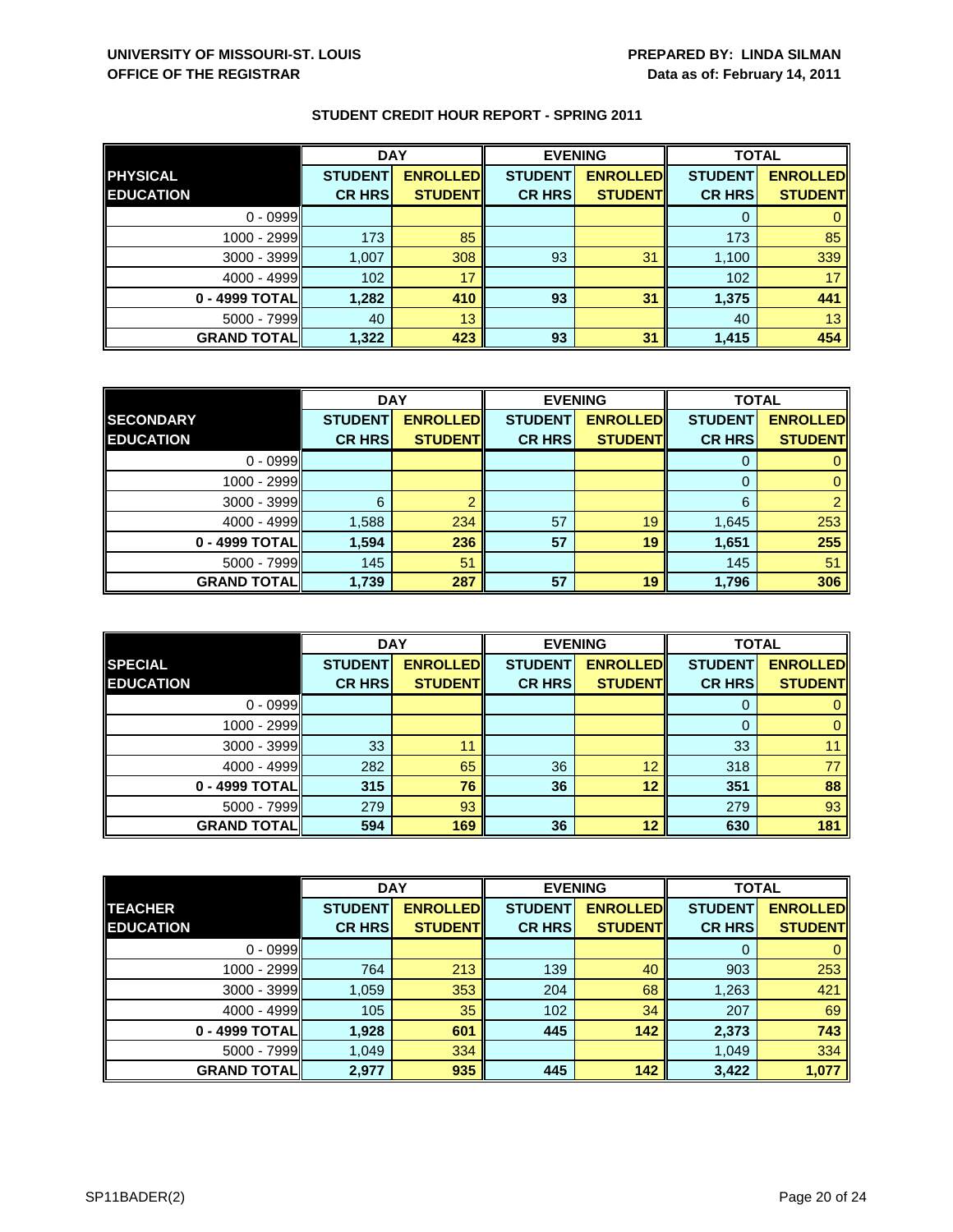**UNIVERSITY OF MISSOURI-ST. LOUIS**
**OFFICE OF THE REGISTRAR**

**PREPARED BY: LINDA SILMAN**
**Data as of: February 14, 2011**

## STUDENT CREDIT HOUR REPORT - SPRING 2011

| PHYSICAL EDUCATION | DAY | | EVENING | | TOTAL | |
|---|---|---|---|---|---|---|
| | STUDENT CR HRS | ENROLLED STUDENT | STUDENT CR HRS | ENROLLED STUDENT | STUDENT CR HRS | ENROLLED STUDENT |
| 0 - 0999 | | | | | 0 | 0 |
| 1000 - 2999 | 173 | 85 | | | 173 | 85 |
| 3000 - 3999 | 1,007 | 308 | 93 | 31 | 1,100 | 339 |
| 4000 - 4999 | 102 | 17 | | | 102 | 17 |
| **0 - 4999 TOTAL** | **1,282** | **410** | **93** | **31** | **1,375** | **441** |
| 5000 - 7999 | 40 | 13 | | | 40 | 13 |
| **GRAND TOTAL** | **1,322** | **423** | **93** | **31** | **1,415** | **454** |

| SECONDARY EDUCATION | DAY | | EVENING | | TOTAL | |
|---|---|---|---|---|---|---|
| | STUDENT CR HRS | ENROLLED STUDENT | STUDENT CR HRS | ENROLLED STUDENT | STUDENT CR HRS | ENROLLED STUDENT |
| 0 - 0999 | | | | | 0 | 0 |
| 1000 - 2999 | | | | | 0 | 0 |
| 3000 - 3999 | 6 | 2 | | | 6 | 2 |
| 4000 - 4999 | 1,588 | 234 | 57 | 19 | 1,645 | 253 |
| **0 - 4999 TOTAL** | **1,594** | **236** | **57** | **19** | **1,651** | **255** |
| 5000 - 7999 | 145 | 51 | | | 145 | 51 |
| **GRAND TOTAL** | **1,739** | **287** | **57** | **19** | **1,796** | **306** |

| SPECIAL EDUCATION | DAY | | EVENING | | TOTAL | |
|---|---|---|---|---|---|---|
| | STUDENT CR HRS | ENROLLED STUDENT | STUDENT CR HRS | ENROLLED STUDENT | STUDENT CR HRS | ENROLLED STUDENT |
| 0 - 0999 | | | | | 0 | 0 |
| 1000 - 2999 | | | | | 0 | 0 |
| 3000 - 3999 | 33 | 11 | | | 33 | 11 |
| 4000 - 4999 | 282 | 65 | 36 | 12 | 318 | 77 |
| **0 - 4999 TOTAL** | **315** | **76** | **36** | **12** | **351** | **88** |
| 5000 - 7999 | 279 | 93 | | | 279 | 93 |
| **GRAND TOTAL** | **594** | **169** | **36** | **12** | **630** | **181** |

| TEACHER EDUCATION | DAY | | EVENING | | TOTAL | |
|---|---|---|---|---|---|---|
| | STUDENT CR HRS | ENROLLED STUDENT | STUDENT CR HRS | ENROLLED STUDENT | STUDENT CR HRS | ENROLLED STUDENT |
| 0 - 0999 | | | | | 0 | 0 |
| 1000 - 2999 | 764 | 213 | 139 | 40 | 903 | 253 |
| 3000 - 3999 | 1,059 | 353 | 204 | 68 | 1,263 | 421 |
| 4000 - 4999 | 105 | 35 | 102 | 34 | 207 | 69 |
| **0 - 4999 TOTAL** | **1,928** | **601** | **445** | **142** | **2,373** | **743** |
| 5000 - 7999 | 1,049 | 334 | | | 1,049 | 334 |
| **GRAND TOTAL** | **2,977** | **935** | **445** | **142** | **3,422** | **1,077** |

SP11BADER(2)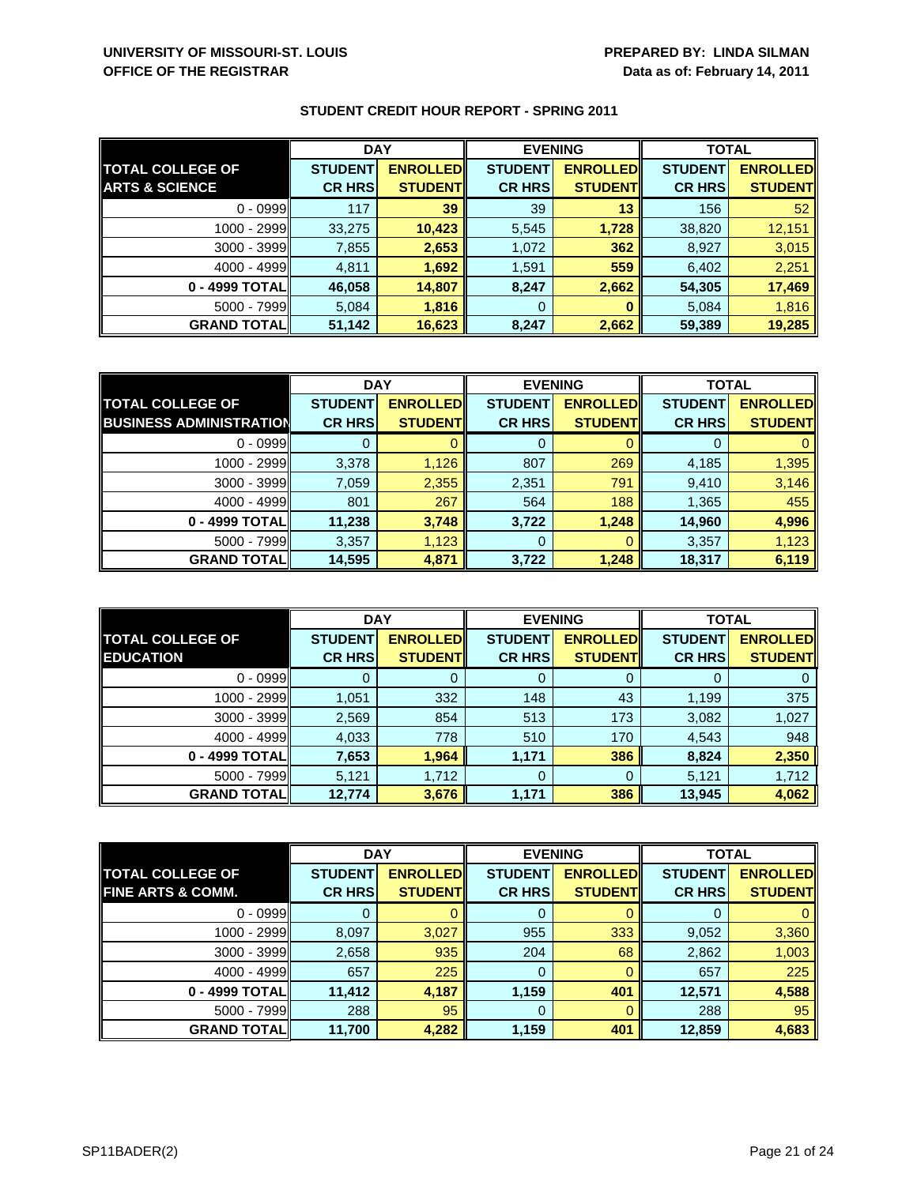**UNIVERSITY OF MISSOURI-ST. LOUIS**
**OFFICE OF THE REGISTRAR**

**PREPARED BY: LINDA SILMAN**
**Data as of: February 14, 2011**

## STUDENT CREDIT HOUR REPORT - SPRING 2011

| | DAY | | EVENING | | TOTAL | |
|---|---|---|---|---|---|---|
| **TOTAL COLLEGE OF ARTS & SCIENCE** | **STUDENT CR HRS** | **ENROLLED STUDENT** | **STUDENT CR HRS** | **ENROLLED STUDENT** | **STUDENT CR HRS** | **ENROLLED STUDENT** |
| 0 - 0999 | 117 | 39 | 39 | 13 | 156 | 52 |
| 1000 - 2999 | 33,275 | 10,423 | 5,545 | 1,728 | 38,820 | 12,151 |
| 3000 - 3999 | 7,855 | 2,653 | 1,072 | 362 | 8,927 | 3,015 |
| 4000 - 4999 | 4,811 | 1,692 | 1,591 | 559 | 6,402 | 2,251 |
| **0 - 4999 TOTAL** | **46,058** | **14,807** | **8,247** | **2,662** | **54,305** | **17,469** |
| 5000 - 7999 | 5,084 | 1,816 | 0 | 0 | 5,084 | 1,816 |
| **GRAND TOTAL** | **51,142** | **16,623** | **8,247** | **2,662** | **59,389** | **19,285** |

| | DAY | | EVENING | | TOTAL | |
|---|---|---|---|---|---|---|
| **TOTAL COLLEGE OF BUSINESS ADMINISTRATION** | **STUDENT CR HRS** | **ENROLLED STUDENT** | **STUDENT CR HRS** | **ENROLLED STUDENT** | **STUDENT CR HRS** | **ENROLLED STUDENT** |
| 0 - 0999 | 0 | 0 | 0 | 0 | 0 | 0 |
| 1000 - 2999 | 3,378 | 1,126 | 807 | 269 | 4,185 | 1,395 |
| 3000 - 3999 | 7,059 | 2,355 | 2,351 | 791 | 9,410 | 3,146 |
| 4000 - 4999 | 801 | 267 | 564 | 188 | 1,365 | 455 |
| **0 - 4999 TOTAL** | **11,238** | **3,748** | **3,722** | **1,248** | **14,960** | **4,996** |
| 5000 - 7999 | 3,357 | 1,123 | 0 | 0 | 3,357 | 1,123 |
| **GRAND TOTAL** | **14,595** | **4,871** | **3,722** | **1,248** | **18,317** | **6,119** |

| | DAY | | EVENING | | TOTAL | |
|---|---|---|---|---|---|---|
| **TOTAL COLLEGE OF EDUCATION** | **STUDENT CR HRS** | **ENROLLED STUDENT** | **STUDENT CR HRS** | **ENROLLED STUDENT** | **STUDENT CR HRS** | **ENROLLED STUDENT** |
| 0 - 0999 | 0 | 0 | 0 | 0 | 0 | 0 |
| 1000 - 2999 | 1,051 | 332 | 148 | 43 | 1,199 | 375 |
| 3000 - 3999 | 2,569 | 854 | 513 | 173 | 3,082 | 1,027 |
| 4000 - 4999 | 4,033 | 778 | 510 | 170 | 4,543 | 948 |
| **0 - 4999 TOTAL** | **7,653** | **1,964** | **1,171** | **386** | **8,824** | **2,350** |
| 5000 - 7999 | 5,121 | 1,712 | 0 | 0 | 5,121 | 1,712 |
| **GRAND TOTAL** | **12,774** | **3,676** | **1,171** | **386** | **13,945** | **4,062** |

| | DAY | | EVENING | | TOTAL | |
|---|---|---|---|---|---|---|
| **TOTAL COLLEGE OF FINE ARTS & COMM.** | **STUDENT CR HRS** | **ENROLLED STUDENT** | **STUDENT CR HRS** | **ENROLLED STUDENT** | **STUDENT CR HRS** | **ENROLLED STUDENT** |
| 0 - 0999 | 0 | 0 | 0 | 0 | 0 | 0 |
| 1000 - 2999 | 8,097 | 3,027 | 955 | 333 | 9,052 | 3,360 |
| 3000 - 3999 | 2,658 | 935 | 204 | 68 | 2,862 | 1,003 |
| 4000 - 4999 | 657 | 225 | 0 | 0 | 657 | 225 |
| **0 - 4999 TOTAL** | **11,412** | **4,187** | **1,159** | **401** | **12,571** | **4,588** |
| 5000 - 7999 | 288 | 95 | 0 | 0 | 288 | 95 |
| **GRAND TOTAL** | **11,700** | **4,282** | **1,159** | **401** | **12,859** | **4,683** |

SP11BADER(2)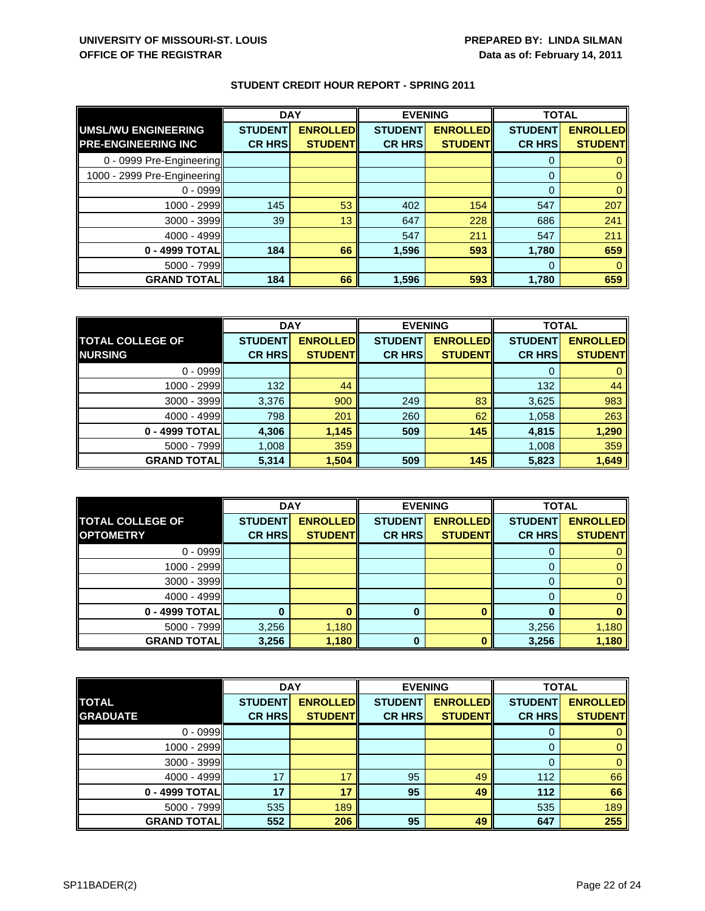**UNIVERSITY OF MISSOURI-ST. LOUIS**
**OFFICE OF THE REGISTRAR**

**PREPARED BY: LINDA SILMAN**
**Data as of: February 14, 2011**

## STUDENT CREDIT HOUR REPORT - SPRING 2011

| UMSL/WU ENGINEERING PRE-ENGINEERING INC | DAY | | EVENING | | TOTAL | |
|---|---|---|---|---|---|---|
| | STUDENT CR HRS | ENROLLED STUDENT | STUDENT CR HRS | ENROLLED STUDENT | STUDENT CR HRS | ENROLLED STUDENT |
| 0 - 0999 Pre-Engineering | | | | | 0 | 0 |
| 1000 - 2999 Pre-Engineering | | | | | 0 | 0 |
| 0 - 0999 | | | | | 0 | 0 |
| 1000 - 2999 | 145 | 53 | 402 | 154 | 547 | 207 |
| 3000 - 3999 | 39 | 13 | 647 | 228 | 686 | 241 |
| 4000 - 4999 | | | 547 | 211 | 547 | 211 |
| **0 - 4999 TOTAL** | **184** | **66** | **1,596** | **593** | **1,780** | **659** |
| 5000 - 7999 | | | | | 0 | 0 |
| **GRAND TOTAL** | **184** | **66** | **1,596** | **593** | **1,780** | **659** |

| TOTAL COLLEGE OF NURSING | DAY | | EVENING | | TOTAL | |
|---|---|---|---|---|---|---|
| | STUDENT CR HRS | ENROLLED STUDENT | STUDENT CR HRS | ENROLLED STUDENT | STUDENT CR HRS | ENROLLED STUDENT |
| 0 - 0999 | | | | | 0 | 0 |
| 1000 - 2999 | 132 | 44 | | | 132 | 44 |
| 3000 - 3999 | 3,376 | 900 | 249 | 83 | 3,625 | 983 |
| 4000 - 4999 | 798 | 201 | 260 | 62 | 1,058 | 263 |
| **0 - 4999 TOTAL** | **4,306** | **1,145** | **509** | **145** | **4,815** | **1,290** |
| 5000 - 7999 | 1,008 | 359 | | | 1,008 | 359 |
| **GRAND TOTAL** | **5,314** | **1,504** | **509** | **145** | **5,823** | **1,649** |

| TOTAL COLLEGE OF OPTOMETRY | DAY | | EVENING | | TOTAL | |
|---|---|---|---|---|---|---|
| | STUDENT CR HRS | ENROLLED STUDENT | STUDENT CR HRS | ENROLLED STUDENT | STUDENT CR HRS | ENROLLED STUDENT |
| 0 - 0999 | | | | | 0 | 0 |
| 1000 - 2999 | | | | | 0 | 0 |
| 3000 - 3999 | | | | | 0 | 0 |
| 4000 - 4999 | | | | | 0 | 0 |
| **0 - 4999 TOTAL** | **0** | **0** | **0** | **0** | **0** | **0** |
| 5000 - 7999 | 3,256 | 1,180 | | | 3,256 | 1,180 |
| **GRAND TOTAL** | **3,256** | **1,180** | **0** | **0** | **3,256** | **1,180** |

| TOTAL GRADUATE | DAY | | EVENING | | TOTAL | |
|---|---|---|---|---|---|---|
| | STUDENT CR HRS | ENROLLED STUDENT | STUDENT CR HRS | ENROLLED STUDENT | STUDENT CR HRS | ENROLLED STUDENT |
| 0 - 0999 | | | | | 0 | 0 |
| 1000 - 2999 | | | | | 0 | 0 |
| 3000 - 3999 | | | | | 0 | 0 |
| 4000 - 4999 | 17 | 17 | 95 | 49 | 112 | 66 |
| **0 - 4999 TOTAL** | **17** | **17** | **95** | **49** | **112** | **66** |
| 5000 - 7999 | 535 | 189 | | | 535 | 189 |
| **GRAND TOTAL** | **552** | **206** | **95** | **49** | **647** | **255** |

SP11BADER(2)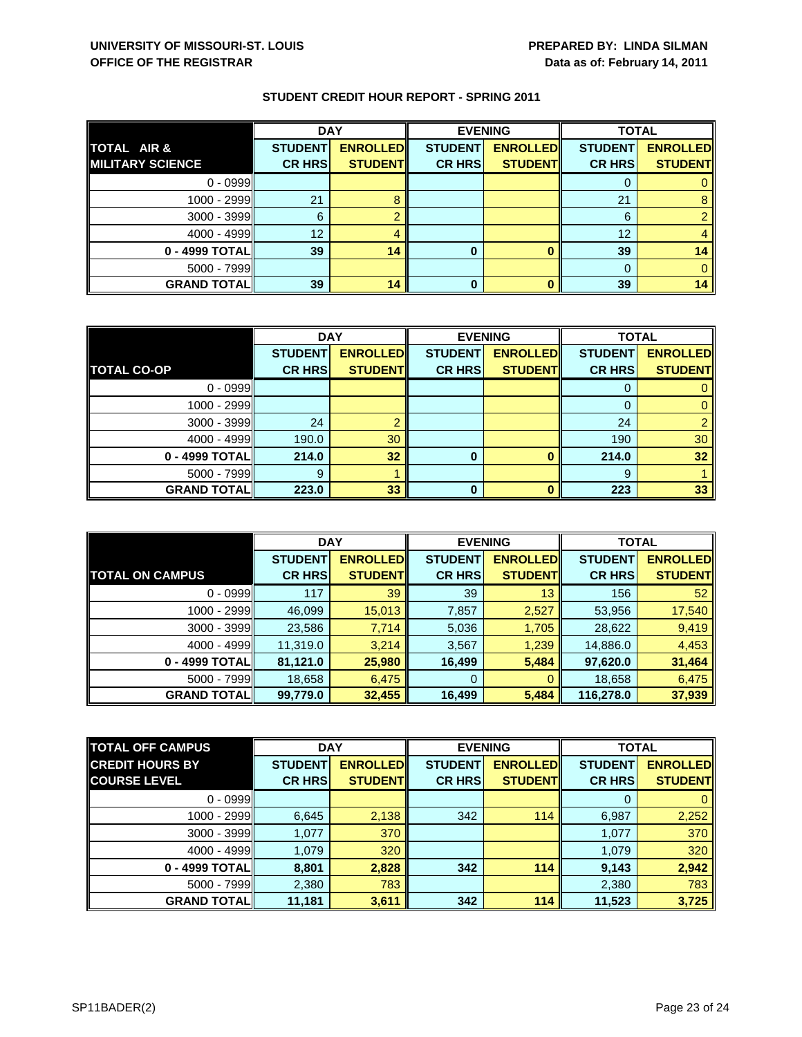UNIVERSITY OF MISSOURI-ST. LOUIS
OFFICE OF THE REGISTRAR

PREPARED BY: LINDA SILMAN
Data as of: February 14, 2011

**STUDENT CREDIT HOUR REPORT - SPRING 2011**

| | DAY | | EVENING | | TOTAL | |
|---|---|---|---|---|---|---|
| **TOTAL AIR & MILITARY SCIENCE** | **STUDENT CR HRS** | **ENROLLED STUDENT** | **STUDENT CR HRS** | **ENROLLED STUDENT** | **STUDENT CR HRS** | **ENROLLED STUDENT** |
| 0 - 0999 | | | | | 0 | 0 |
| 1000 - 2999 | 21 | 8 | | | 21 | 8 |
| 3000 - 3999 | 6 | 2 | | | 6 | 2 |
| 4000 - 4999 | 12 | 4 | | | 12 | 4 |
| **0 - 4999 TOTAL** | **39** | **14** | **0** | **0** | **39** | **14** |
| 5000 - 7999 | | | | | 0 | 0 |
| **GRAND TOTAL** | **39** | **14** | **0** | **0** | **39** | **14** |

| | DAY | | EVENING | | TOTAL | |
|---|---|---|---|---|---|---|
| **TOTAL CO-OP** | **STUDENT CR HRS** | **ENROLLED STUDENT** | **STUDENT CR HRS** | **ENROLLED STUDENT** | **STUDENT CR HRS** | **ENROLLED STUDENT** |
| 0 - 0999 | | | | | 0 | 0 |
| 1000 - 2999 | | | | | 0 | 0 |
| 3000 - 3999 | 24 | 2 | | | 24 | 2 |
| 4000 - 4999 | 190.0 | 30 | | | 190 | 30 |
| **0 - 4999 TOTAL** | **214.0** | **32** | **0** | **0** | **214.0** | **32** |
| 5000 - 7999 | 9 | 1 | | | 9 | 1 |
| **GRAND TOTAL** | **223.0** | **33** | **0** | **0** | **223** | **33** |

| | DAY | | EVENING | | TOTAL | |
|---|---|---|---|---|---|---|
| **TOTAL ON CAMPUS** | **STUDENT CR HRS** | **ENROLLED STUDENT** | **STUDENT CR HRS** | **ENROLLED STUDENT** | **STUDENT CR HRS** | **ENROLLED STUDENT** |
| 0 - 0999 | 117 | 39 | 39 | 13 | 156 | 52 |
| 1000 - 2999 | 46,099 | 15,013 | 7,857 | 2,527 | 53,956 | 17,540 |
| 3000 - 3999 | 23,586 | 7,714 | 5,036 | 1,705 | 28,622 | 9,419 |
| 4000 - 4999 | 11,319.0 | 3,214 | 3,567 | 1,239 | 14,886.0 | 4,453 |
| **0 - 4999 TOTAL** | **81,121.0** | **25,980** | **16,499** | **5,484** | **97,620.0** | **31,464** |
| 5000 - 7999 | 18,658 | 6,475 | 0 | 0 | 18,658 | 6,475 |
| **GRAND TOTAL** | **99,779.0** | **32,455** | **16,499** | **5,484** | **116,278.0** | **37,939** |

| **TOTAL OFF CAMPUS** | DAY | | EVENING | | TOTAL | |
|---|---|---|---|---|---|---|
| **CREDIT HOURS BY COURSE LEVEL** | **STUDENT CR HRS** | **ENROLLED STUDENT** | **STUDENT CR HRS** | **ENROLLED STUDENT** | **STUDENT CR HRS** | **ENROLLED STUDENT** |
| 0 - 0999 | | | | | 0 | 0 |
| 1000 - 2999 | 6,645 | 2,138 | 342 | 114 | 6,987 | 2,252 |
| 3000 - 3999 | 1,077 | 370 | | | 1,077 | 370 |
| 4000 - 4999 | 1,079 | 320 | | | 1,079 | 320 |
| **0 - 4999 TOTAL** | **8,801** | **2,828** | **342** | **114** | **9,143** | **2,942** |
| 5000 - 7999 | 2,380 | 783 | | | 2,380 | 783 |
| **GRAND TOTAL** | **11,181** | **3,611** | **342** | **114** | **11,523** | **3,725** |

SP11BADER(2)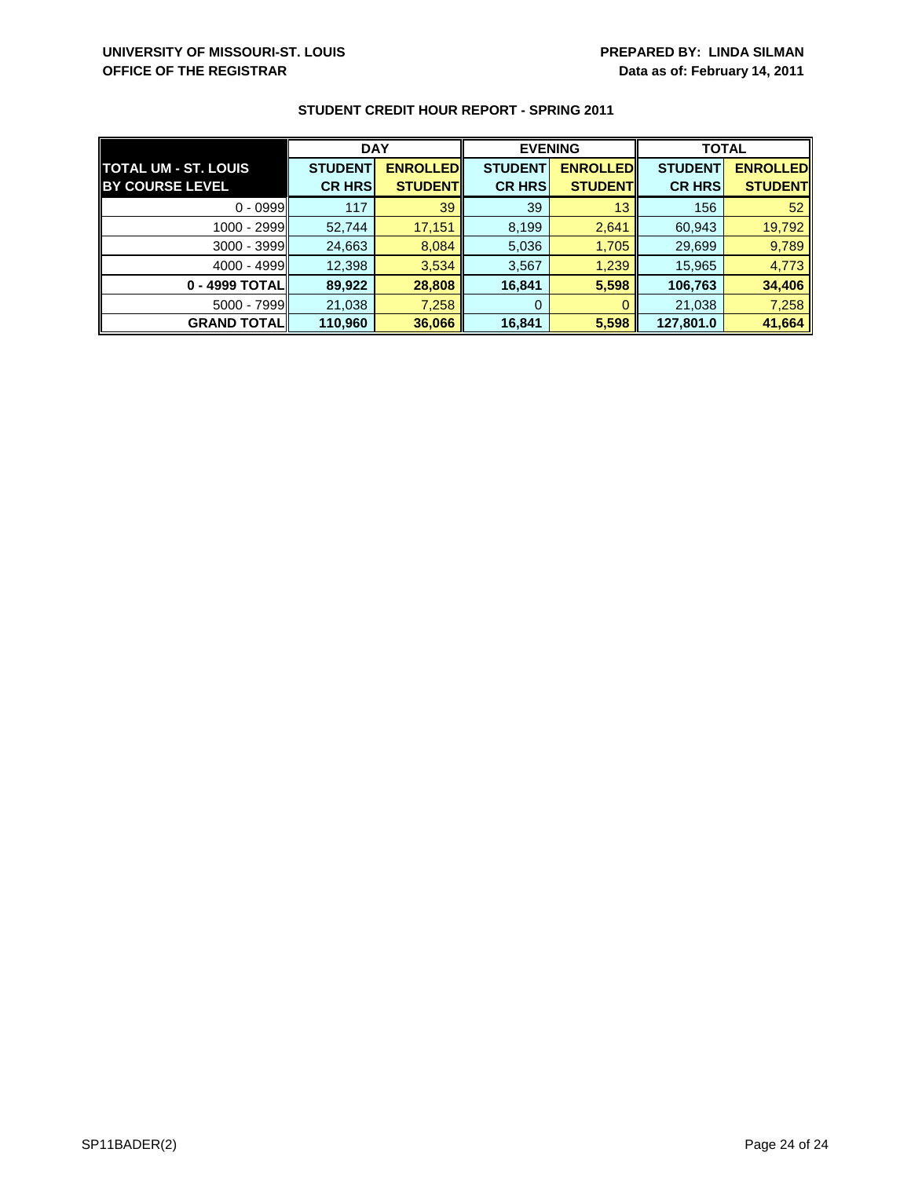**UNIVERSITY OF MISSOURI-ST. LOUIS**
**OFFICE OF THE REGISTRAR**

**PREPARED BY: LINDA SILMAN**
**Data as of: February 14, 2011**

## STUDENT CREDIT HOUR REPORT - SPRING 2011

| | DAY | | EVENING | | TOTAL | |
|---|---|---|---|---|---|---|
| **TOTAL UM - ST. LOUIS BY COURSE LEVEL** | **STUDENT CR HRS** | **ENROLLED STUDENT** | **STUDENT CR HRS** | **ENROLLED STUDENT** | **STUDENT CR HRS** | **ENROLLED STUDENT** |
| 0 - 0999 | 117 | 39 | 39 | 13 | 156 | 52 |
| 1000 - 2999 | 52,744 | 17,151 | 8,199 | 2,641 | 60,943 | 19,792 |
| 3000 - 3999 | 24,663 | 8,084 | 5,036 | 1,705 | 29,699 | 9,789 |
| 4000 - 4999 | 12,398 | 3,534 | 3,567 | 1,239 | 15,965 | 4,773 |
| **0 - 4999 TOTAL** | **89,922** | **28,808** | **16,841** | **5,598** | **106,763** | **34,406** |
| 5000 - 7999 | 21,038 | 7,258 | 0 | 0 | 21,038 | 7,258 |
| **GRAND TOTAL** | **110,960** | **36,066** | **16,841** | **5,598** | **127,801.0** | **41,664** |

SP11BADER(2)